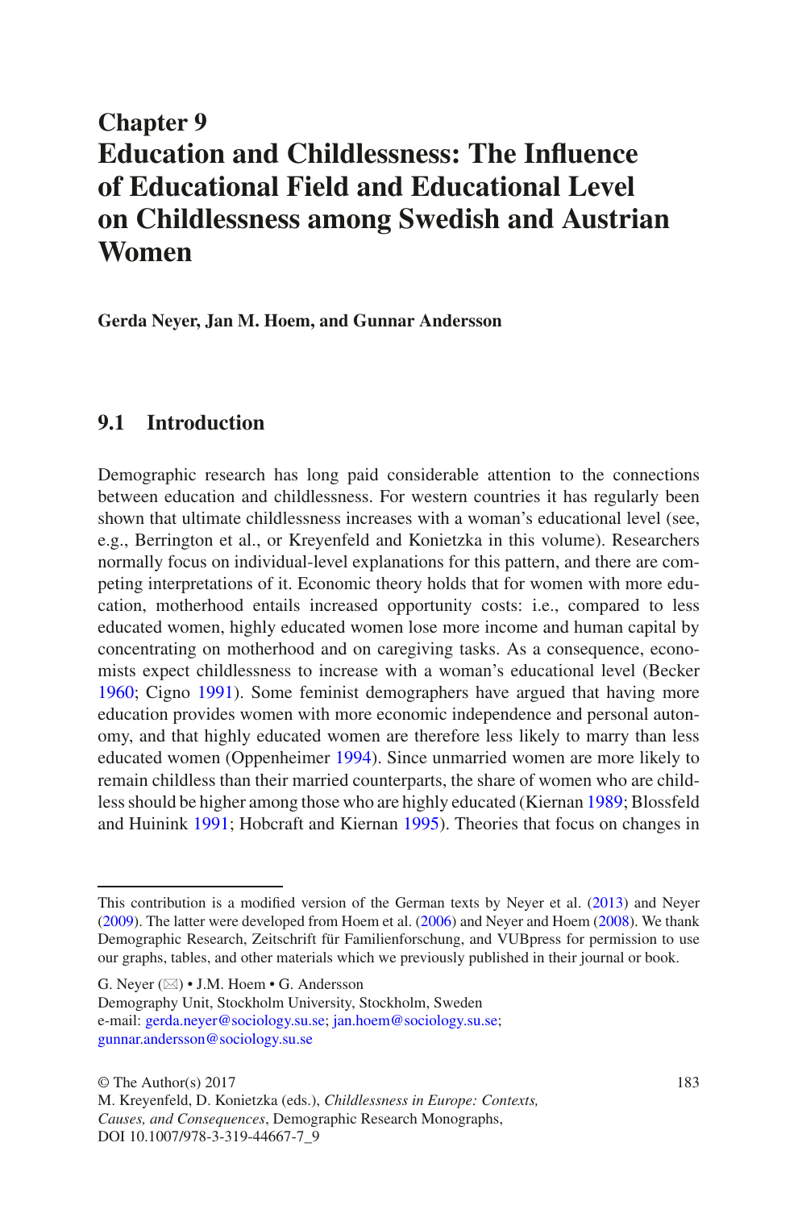# Chapter 9
# Education and Childlessness: The Influence of Educational Field and Educational Level on Childlessness among Swedish and Austrian Women

**Gerda Neyer, Jan M. Hoem, and Gunnar Andersson**

## 9.1 Introduction

Demographic research has long paid considerable attention to the connections between education and childlessness. For western countries it has regularly been shown that ultimate childlessness increases with a woman's educational level (see, e.g., Berrington et al., or Kreyenfeld and Konietzka in this volume). Researchers normally focus on individual-level explanations for this pattern, and there are competing interpretations of it. Economic theory holds that for women with more education, motherhood entails increased opportunity costs: i.e., compared to less educated women, highly educated women lose more income and human capital by concentrating on motherhood and on caregiving tasks. As a consequence, economists expect childlessness to increase with a woman's educational level (Becker 1960; Cigno 1991). Some feminist demographers have argued that having more education provides women with more economic independence and personal autonomy, and that highly educated women are therefore less likely to marry than less educated women (Oppenheimer 1994). Since unmarried women are more likely to remain childless than their married counterparts, the share of women who are childless should be higher among those who are highly educated (Kiernan 1989; Blossfeld and Huinink 1991; Hobcraft and Kiernan 1995). Theories that focus on changes in

---

This contribution is a modified version of the German texts by Neyer et al. (2013) and Neyer (2009). The latter were developed from Hoem et al. (2006) and Neyer and Hoem (2008). We thank Demographic Research, Zeitschrift für Familienforschung, and VUBpress for permission to use our graphs, tables, and other materials which we previously published in their journal or book.

G. Neyer (✉) • J.M. Hoem • G. Andersson
Demography Unit, Stockholm University, Stockholm, Sweden
e-mail: gerda.neyer@sociology.su.se; jan.hoem@sociology.su.se; gunnar.andersson@sociology.su.se

© The Author(s) 2017
M. Kreyenfeld, D. Konietzka (eds.), *Childlessness in Europe: Contexts, Causes, and Consequences*, Demographic Research Monographs,
DOI 10.1007/978-3-319-44667-7_9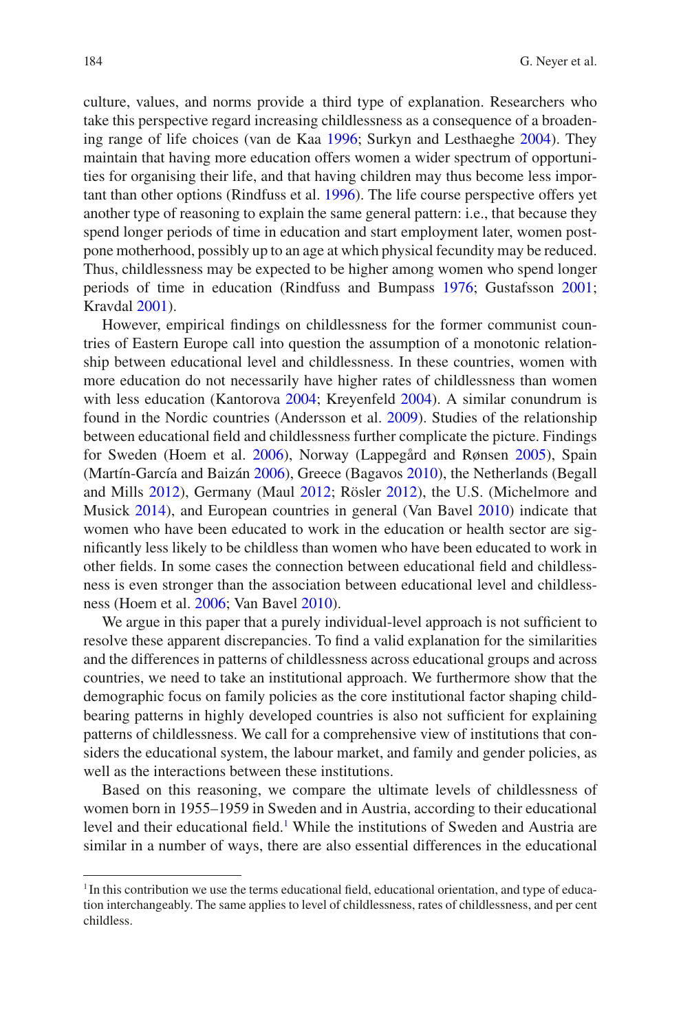culture, values, and norms provide a third type of explanation. Researchers who take this perspective regard increasing childlessness as a consequence of a broadening range of life choices (van de Kaa 1996; Surkyn and Lesthaeghe 2004). They maintain that having more education offers women a wider spectrum of opportunities for organising their life, and that having children may thus become less important than other options (Rindfuss et al. 1996). The life course perspective offers yet another type of reasoning to explain the same general pattern: i.e., that because they spend longer periods of time in education and start employment later, women postpone motherhood, possibly up to an age at which physical fecundity may be reduced. Thus, childlessness may be expected to be higher among women who spend longer periods of time in education (Rindfuss and Bumpass 1976; Gustafsson 2001; Kravdal 2001).

However, empirical findings on childlessness for the former communist countries of Eastern Europe call into question the assumption of a monotonic relationship between educational level and childlessness. In these countries, women with more education do not necessarily have higher rates of childlessness than women with less education (Kantorova 2004; Kreyenfeld 2004). A similar conundrum is found in the Nordic countries (Andersson et al. 2009). Studies of the relationship between educational field and childlessness further complicate the picture. Findings for Sweden (Hoem et al. 2006), Norway (Lappegård and Rønsen 2005), Spain (Martín-García and Baizán 2006), Greece (Bagavos 2010), the Netherlands (Begall and Mills 2012), Germany (Maul 2012; Rösler 2012), the U.S. (Michelmore and Musick 2014), and European countries in general (Van Bavel 2010) indicate that women who have been educated to work in the education or health sector are significantly less likely to be childless than women who have been educated to work in other fields. In some cases the connection between educational field and childlessness is even stronger than the association between educational level and childlessness (Hoem et al. 2006; Van Bavel 2010).

We argue in this paper that a purely individual-level approach is not sufficient to resolve these apparent discrepancies. To find a valid explanation for the similarities and the differences in patterns of childlessness across educational groups and across countries, we need to take an institutional approach. We furthermore show that the demographic focus on family policies as the core institutional factor shaping childbearing patterns in highly developed countries is also not sufficient for explaining patterns of childlessness. We call for a comprehensive view of institutions that considers the educational system, the labour market, and family and gender policies, as well as the interactions between these institutions.

Based on this reasoning, we compare the ultimate levels of childlessness of women born in 1955–1959 in Sweden and in Austria, according to their educational level and their educational field.[1] While the institutions of Sweden and Austria are similar in a number of ways, there are also essential differences in the educational

[1] In this contribution we use the terms educational field, educational orientation, and type of education interchangeably. The same applies to level of childlessness, rates of childlessness, and per cent childless.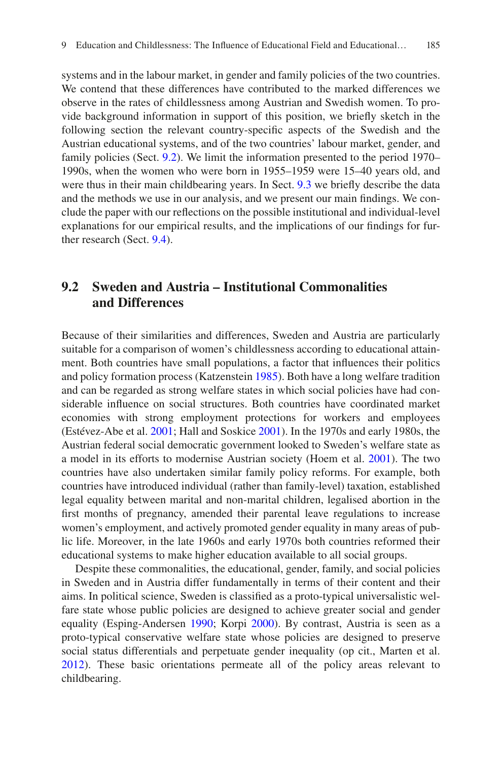systems and in the labour market, in gender and family policies of the two countries. We contend that these differences have contributed to the marked differences we observe in the rates of childlessness among Austrian and Swedish women. To provide background information in support of this position, we briefly sketch in the following section the relevant country-specific aspects of the Swedish and the Austrian educational systems, and of the two countries' labour market, gender, and family policies (Sect. 9.2). We limit the information presented to the period 1970–1990s, when the women who were born in 1955–1959 were 15–40 years old, and were thus in their main childbearing years. In Sect. 9.3 we briefly describe the data and the methods we use in our analysis, and we present our main findings. We conclude the paper with our reflections on the possible institutional and individual-level explanations for our empirical results, and the implications of our findings for further research (Sect. 9.4).

## 9.2 Sweden and Austria – Institutional Commonalities and Differences

Because of their similarities and differences, Sweden and Austria are particularly suitable for a comparison of women's childlessness according to educational attainment. Both countries have small populations, a factor that influences their politics and policy formation process (Katzenstein 1985). Both have a long welfare tradition and can be regarded as strong welfare states in which social policies have had considerable influence on social structures. Both countries have coordinated market economies with strong employment protections for workers and employees (Estévez-Abe et al. 2001; Hall and Soskice 2001). In the 1970s and early 1980s, the Austrian federal social democratic government looked to Sweden's welfare state as a model in its efforts to modernise Austrian society (Hoem et al. 2001). The two countries have also undertaken similar family policy reforms. For example, both countries have introduced individual (rather than family-level) taxation, established legal equality between marital and non-marital children, legalised abortion in the first months of pregnancy, amended their parental leave regulations to increase women's employment, and actively promoted gender equality in many areas of public life. Moreover, in the late 1960s and early 1970s both countries reformed their educational systems to make higher education available to all social groups.

Despite these commonalities, the educational, gender, family, and social policies in Sweden and in Austria differ fundamentally in terms of their content and their aims. In political science, Sweden is classified as a proto-typical universalistic welfare state whose public policies are designed to achieve greater social and gender equality (Esping-Andersen 1990; Korpi 2000). By contrast, Austria is seen as a proto-typical conservative welfare state whose policies are designed to preserve social status differentials and perpetuate gender inequality (op cit., Marten et al. 2012). These basic orientations permeate all of the policy areas relevant to childbearing.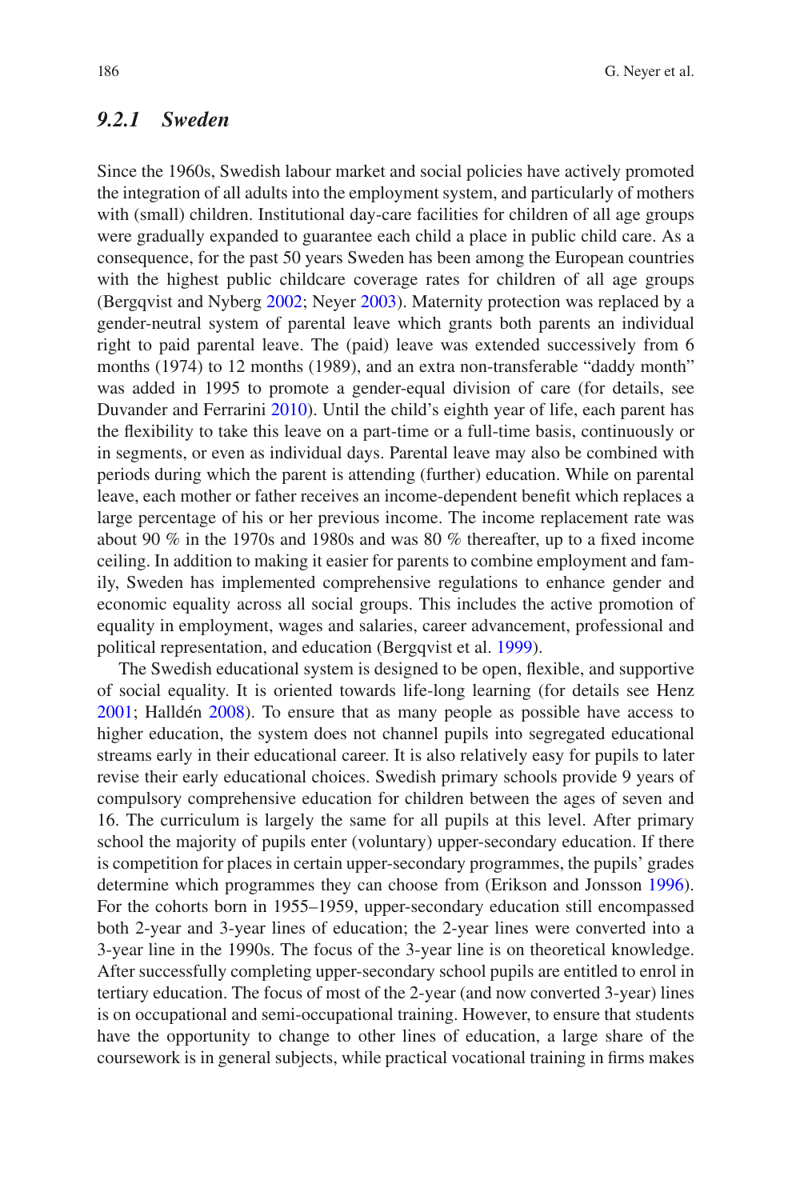### *9.2.1 Sweden*

Since the 1960s, Swedish labour market and social policies have actively promoted the integration of all adults into the employment system, and particularly of mothers with (small) children. Institutional day-care facilities for children of all age groups were gradually expanded to guarantee each child a place in public child care. As a consequence, for the past 50 years Sweden has been among the European countries with the highest public childcare coverage rates for children of all age groups (Bergqvist and Nyberg 2002; Neyer 2003). Maternity protection was replaced by a gender-neutral system of parental leave which grants both parents an individual right to paid parental leave. The (paid) leave was extended successively from 6 months (1974) to 12 months (1989), and an extra non-transferable "daddy month" was added in 1995 to promote a gender-equal division of care (for details, see Duvander and Ferrarini 2010). Until the child's eighth year of life, each parent has the flexibility to take this leave on a part-time or a full-time basis, continuously or in segments, or even as individual days. Parental leave may also be combined with periods during which the parent is attending (further) education. While on parental leave, each mother or father receives an income-dependent benefit which replaces a large percentage of his or her previous income. The income replacement rate was about 90 % in the 1970s and 1980s and was 80 % thereafter, up to a fixed income ceiling. In addition to making it easier for parents to combine employment and family, Sweden has implemented comprehensive regulations to enhance gender and economic equality across all social groups. This includes the active promotion of equality in employment, wages and salaries, career advancement, professional and political representation, and education (Bergqvist et al. 1999).

The Swedish educational system is designed to be open, flexible, and supportive of social equality. It is oriented towards life-long learning (for details see Henz 2001; Halldén 2008). To ensure that as many people as possible have access to higher education, the system does not channel pupils into segregated educational streams early in their educational career. It is also relatively easy for pupils to later revise their early educational choices. Swedish primary schools provide 9 years of compulsory comprehensive education for children between the ages of seven and 16. The curriculum is largely the same for all pupils at this level. After primary school the majority of pupils enter (voluntary) upper-secondary education. If there is competition for places in certain upper-secondary programmes, the pupils' grades determine which programmes they can choose from (Erikson and Jonsson 1996). For the cohorts born in 1955–1959, upper-secondary education still encompassed both 2-year and 3-year lines of education; the 2-year lines were converted into a 3-year line in the 1990s. The focus of the 3-year line is on theoretical knowledge. After successfully completing upper-secondary school pupils are entitled to enrol in tertiary education. The focus of most of the 2-year (and now converted 3-year) lines is on occupational and semi-occupational training. However, to ensure that students have the opportunity to change to other lines of education, a large share of the coursework is in general subjects, while practical vocational training in firms makes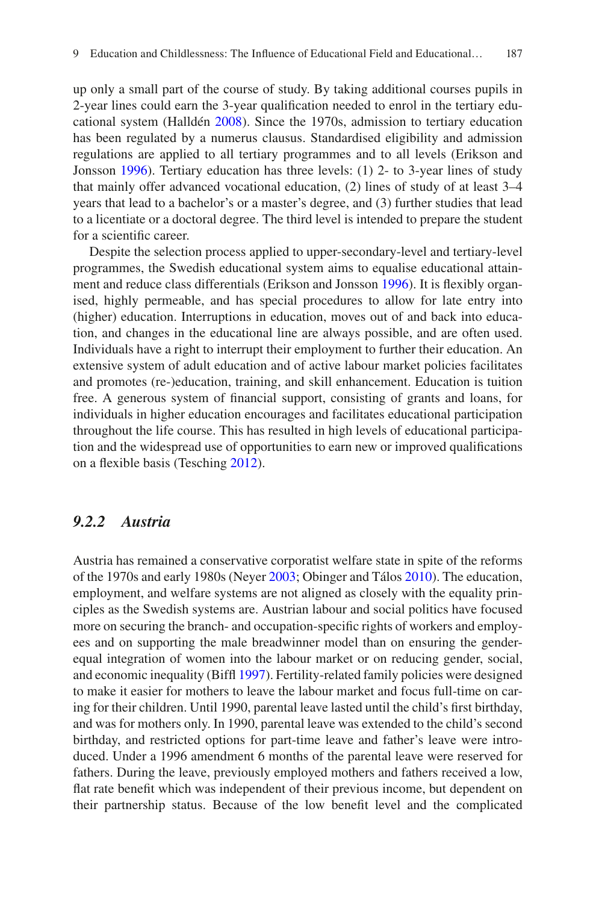up only a small part of the course of study. By taking additional courses pupils in 2-year lines could earn the 3-year qualification needed to enrol in the tertiary educational system (Halldén 2008). Since the 1970s, admission to tertiary education has been regulated by a numerus clausus. Standardised eligibility and admission regulations are applied to all tertiary programmes and to all levels (Erikson and Jonsson 1996). Tertiary education has three levels: (1) 2- to 3-year lines of study that mainly offer advanced vocational education, (2) lines of study of at least 3–4 years that lead to a bachelor's or a master's degree, and (3) further studies that lead to a licentiate or a doctoral degree. The third level is intended to prepare the student for a scientific career.

Despite the selection process applied to upper-secondary-level and tertiary-level programmes, the Swedish educational system aims to equalise educational attainment and reduce class differentials (Erikson and Jonsson 1996). It is flexibly organised, highly permeable, and has special procedures to allow for late entry into (higher) education. Interruptions in education, moves out of and back into education, and changes in the educational line are always possible, and are often used. Individuals have a right to interrupt their employment to further their education. An extensive system of adult education and of active labour market policies facilitates and promotes (re-)education, training, and skill enhancement. Education is tuition free. A generous system of financial support, consisting of grants and loans, for individuals in higher education encourages and facilitates educational participation throughout the life course. This has resulted in high levels of educational participation and the widespread use of opportunities to earn new or improved qualifications on a flexible basis (Tesching 2012).

### *9.2.2 Austria*

Austria has remained a conservative corporatist welfare state in spite of the reforms of the 1970s and early 1980s (Neyer 2003; Obinger and Tálos 2010). The education, employment, and welfare systems are not aligned as closely with the equality principles as the Swedish systems are. Austrian labour and social politics have focused more on securing the branch- and occupation-specific rights of workers and employees and on supporting the male breadwinner model than on ensuring the gender-equal integration of women into the labour market or on reducing gender, social, and economic inequality (Biffl 1997). Fertility-related family policies were designed to make it easier for mothers to leave the labour market and focus full-time on caring for their children. Until 1990, parental leave lasted until the child's first birthday, and was for mothers only. In 1990, parental leave was extended to the child's second birthday, and restricted options for part-time leave and father's leave were introduced. Under a 1996 amendment 6 months of the parental leave were reserved for fathers. During the leave, previously employed mothers and fathers received a low, flat rate benefit which was independent of their previous income, but dependent on their partnership status. Because of the low benefit level and the complicated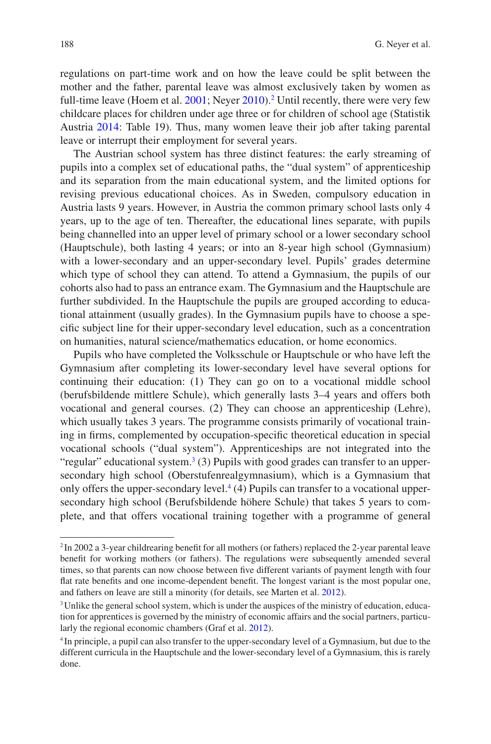regulations on part-time work and on how the leave could be split between the mother and the father, parental leave was almost exclusively taken by women as full-time leave (Hoem et al. 2001; Neyer 2010).[2] Until recently, there were very few childcare places for children under age three or for children of school age (Statistik Austria 2014: Table 19). Thus, many women leave their job after taking parental leave or interrupt their employment for several years.

The Austrian school system has three distinct features: the early streaming of pupils into a complex set of educational paths, the "dual system" of apprenticeship and its separation from the main educational system, and the limited options for revising previous educational choices. As in Sweden, compulsory education in Austria lasts 9 years. However, in Austria the common primary school lasts only 4 years, up to the age of ten. Thereafter, the educational lines separate, with pupils being channelled into an upper level of primary school or a lower secondary school (Hauptschule), both lasting 4 years; or into an 8-year high school (Gymnasium) with a lower-secondary and an upper-secondary level. Pupils' grades determine which type of school they can attend. To attend a Gymnasium, the pupils of our cohorts also had to pass an entrance exam. The Gymnasium and the Hauptschule are further subdivided. In the Hauptschule the pupils are grouped according to educational attainment (usually grades). In the Gymnasium pupils have to choose a specific subject line for their upper-secondary level education, such as a concentration on humanities, natural science/mathematics education, or home economics.

Pupils who have completed the Volksschule or Hauptschule or who have left the Gymnasium after completing its lower-secondary level have several options for continuing their education: (1) They can go on to a vocational middle school (berufsbildende mittlere Schule), which generally lasts 3–4 years and offers both vocational and general courses. (2) They can choose an apprenticeship (Lehre), which usually takes 3 years. The programme consists primarily of vocational training in firms, complemented by occupation-specific theoretical education in special vocational schools ("dual system"). Apprenticeships are not integrated into the "regular" educational system.[3] (3) Pupils with good grades can transfer to an upper-secondary high school (Oberstufenrealgymnasium), which is a Gymnasium that only offers the upper-secondary level.[4] (4) Pupils can transfer to a vocational upper-secondary high school (Berufsbildende höhere Schule) that takes 5 years to complete, and that offers vocational training together with a programme of general

[2] In 2002 a 3-year childrearing benefit for all mothers (or fathers) replaced the 2-year parental leave benefit for working mothers (or fathers). The regulations were subsequently amended several times, so that parents can now choose between five different variants of payment length with four flat rate benefits and one income-dependent benefit. The longest variant is the most popular one, and fathers on leave are still a minority (for details, see Marten et al. 2012).

[3] Unlike the general school system, which is under the auspices of the ministry of education, education for apprentices is governed by the ministry of economic affairs and the social partners, particularly the regional economic chambers (Graf et al. 2012).

[4] In principle, a pupil can also transfer to the upper-secondary level of a Gymnasium, but due to the different curricula in the Hauptschule and the lower-secondary level of a Gymnasium, this is rarely done.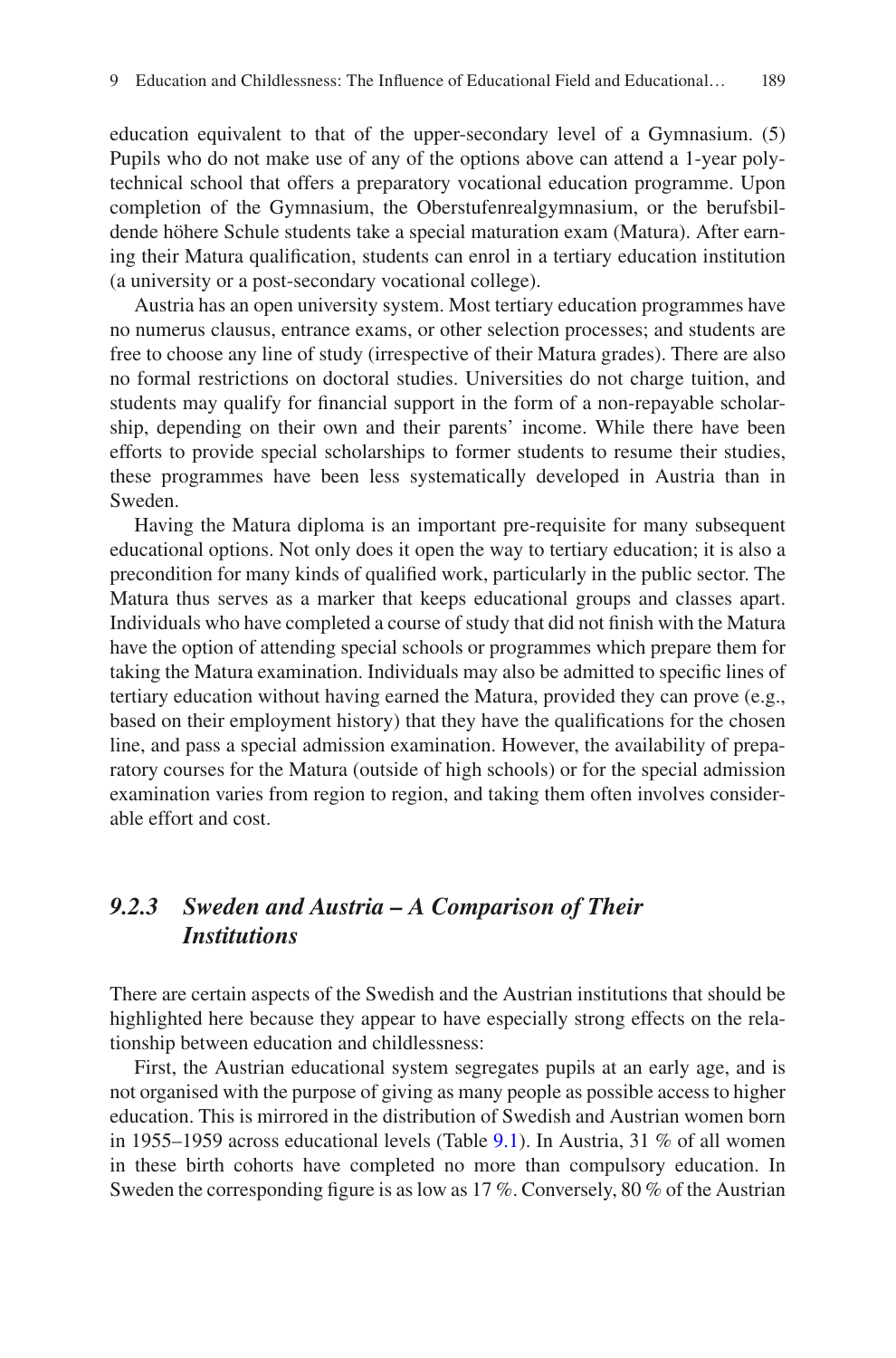education equivalent to that of the upper-secondary level of a Gymnasium. (5) Pupils who do not make use of any of the options above can attend a 1-year polytechnical school that offers a preparatory vocational education programme. Upon completion of the Gymnasium, the Oberstufenrealgymnasium, or the berufsbildende höhere Schule students take a special maturation exam (Matura). After earning their Matura qualification, students can enrol in a tertiary education institution (a university or a post-secondary vocational college).

Austria has an open university system. Most tertiary education programmes have no numerus clausus, entrance exams, or other selection processes; and students are free to choose any line of study (irrespective of their Matura grades). There are also no formal restrictions on doctoral studies. Universities do not charge tuition, and students may qualify for financial support in the form of a non-repayable scholarship, depending on their own and their parents' income. While there have been efforts to provide special scholarships to former students to resume their studies, these programmes have been less systematically developed in Austria than in Sweden.

Having the Matura diploma is an important pre-requisite for many subsequent educational options. Not only does it open the way to tertiary education; it is also a precondition for many kinds of qualified work, particularly in the public sector. The Matura thus serves as a marker that keeps educational groups and classes apart. Individuals who have completed a course of study that did not finish with the Matura have the option of attending special schools or programmes which prepare them for taking the Matura examination. Individuals may also be admitted to specific lines of tertiary education without having earned the Matura, provided they can prove (e.g., based on their employment history) that they have the qualifications for the chosen line, and pass a special admission examination. However, the availability of preparatory courses for the Matura (outside of high schools) or for the special admission examination varies from region to region, and taking them often involves considerable effort and cost.

### *9.2.3 Sweden and Austria – A Comparison of Their Institutions*

There are certain aspects of the Swedish and the Austrian institutions that should be highlighted here because they appear to have especially strong effects on the relationship between education and childlessness:

First, the Austrian educational system segregates pupils at an early age, and is not organised with the purpose of giving as many people as possible access to higher education. This is mirrored in the distribution of Swedish and Austrian women born in 1955–1959 across educational levels (Table 9.1). In Austria, 31 % of all women in these birth cohorts have completed no more than compulsory education. In Sweden the corresponding figure is as low as 17 %. Conversely, 80 % of the Austrian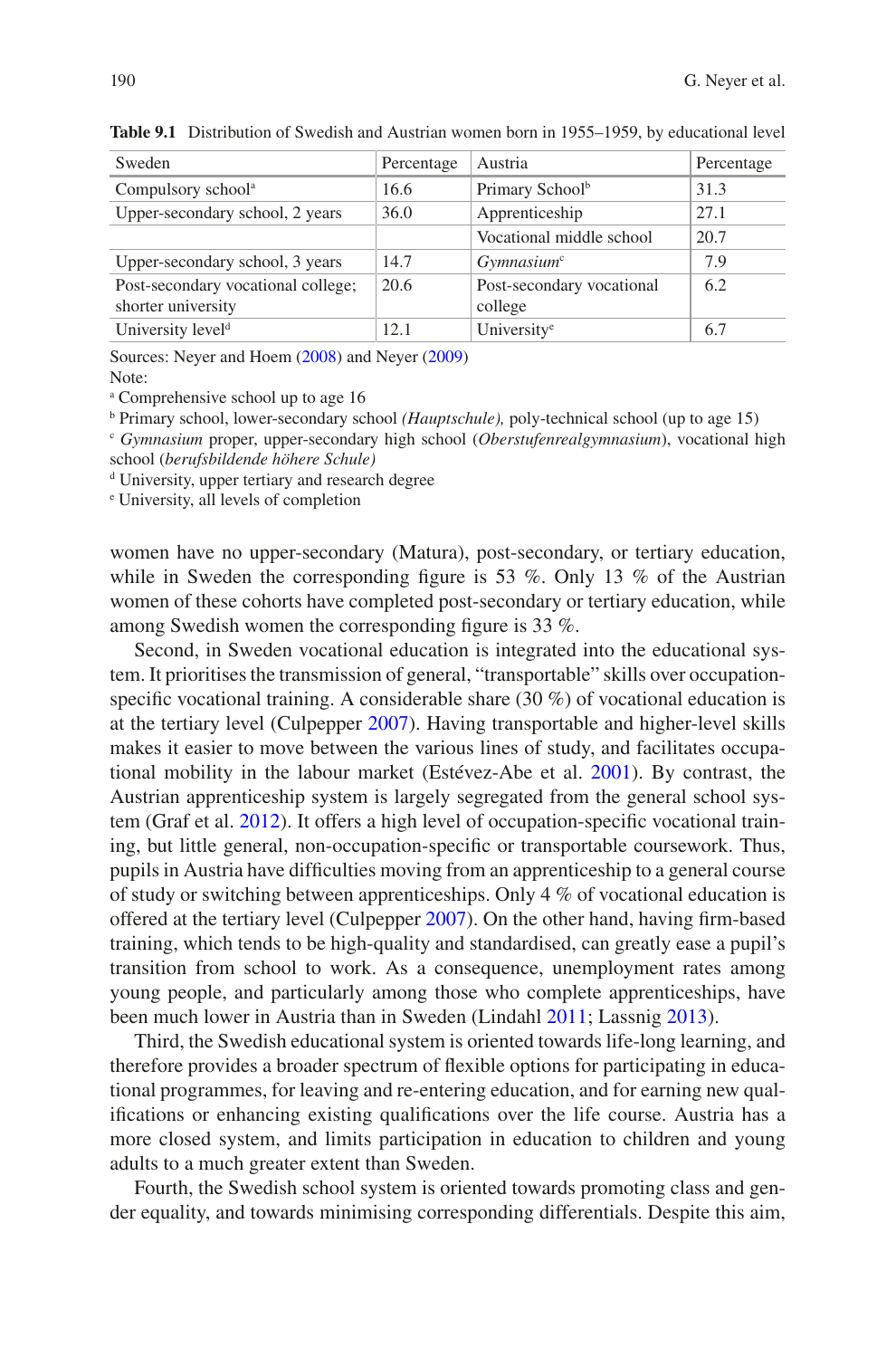**Table 9.1** Distribution of Swedish and Austrian women born in 1955–1959, by educational level

| Sweden | Percentage | Austria | Percentage |
|---|---|---|---|
| Compulsory school[a] | 16.6 | Primary School[b] | 31.3 |
| Upper-secondary school, 2 years | 36.0 | Apprenticeship | 27.1 |
| | | Vocational middle school | 20.7 |
| Upper-secondary school, 3 years | 14.7 | *Gymnasium*[c] | 7.9 |
| Post-secondary vocational college; shorter university | 20.6 | Post-secondary vocational college | 6.2 |
| University level[d] | 12.1 | University[e] | 6.7 |

Sources: Neyer and Hoem (2008) and Neyer (2009)

Note:

[a] Comprehensive school up to age 16

[b] Primary school, lower-secondary school *(Hauptschule),* poly-technical school (up to age 15)

[c] *Gymnasium* proper, upper-secondary high school (*Oberstufenrealgymnasium*), vocational high school (*berufsbildende höhere Schule)*

[d] University, upper tertiary and research degree

[e] University, all levels of completion

women have no upper-secondary (Matura), post-secondary, or tertiary education, while in Sweden the corresponding figure is 53 %. Only 13 % of the Austrian women of these cohorts have completed post-secondary or tertiary education, while among Swedish women the corresponding figure is 33 %.

Second, in Sweden vocational education is integrated into the educational system. It prioritises the transmission of general, "transportable" skills over occupation-specific vocational training. A considerable share (30 %) of vocational education is at the tertiary level (Culpepper 2007). Having transportable and higher-level skills makes it easier to move between the various lines of study, and facilitates occupational mobility in the labour market (Estévez-Abe et al. 2001). By contrast, the Austrian apprenticeship system is largely segregated from the general school system (Graf et al. 2012). It offers a high level of occupation-specific vocational training, but little general, non-occupation-specific or transportable coursework. Thus, pupils in Austria have difficulties moving from an apprenticeship to a general course of study or switching between apprenticeships. Only 4 % of vocational education is offered at the tertiary level (Culpepper 2007). On the other hand, having firm-based training, which tends to be high-quality and standardised, can greatly ease a pupil's transition from school to work. As a consequence, unemployment rates among young people, and particularly among those who complete apprenticeships, have been much lower in Austria than in Sweden (Lindahl 2011; Lassnig 2013).

Third, the Swedish educational system is oriented towards life-long learning, and therefore provides a broader spectrum of flexible options for participating in educational programmes, for leaving and re-entering education, and for earning new qualifications or enhancing existing qualifications over the life course. Austria has a more closed system, and limits participation in education to children and young adults to a much greater extent than Sweden.

Fourth, the Swedish school system is oriented towards promoting class and gender equality, and towards minimising corresponding differentials. Despite this aim,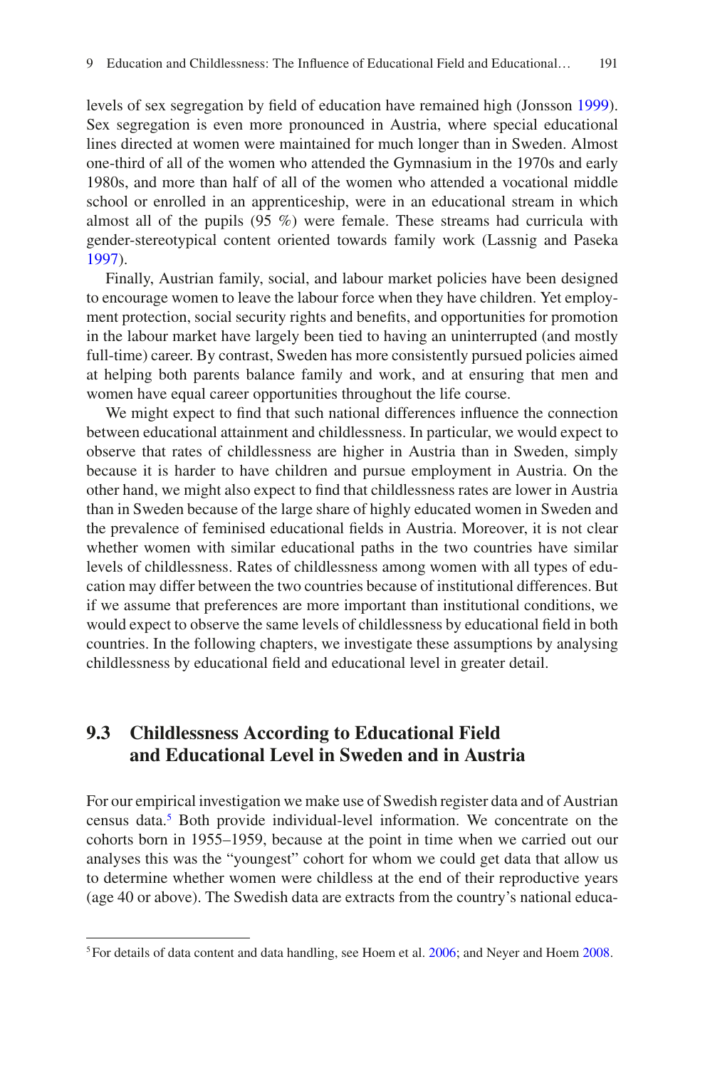levels of sex segregation by field of education have remained high (Jonsson 1999). Sex segregation is even more pronounced in Austria, where special educational lines directed at women were maintained for much longer than in Sweden. Almost one-third of all of the women who attended the Gymnasium in the 1970s and early 1980s, and more than half of all of the women who attended a vocational middle school or enrolled in an apprenticeship, were in an educational stream in which almost all of the pupils (95 %) were female. These streams had curricula with gender-stereotypical content oriented towards family work (Lassnig and Paseka 1997).

Finally, Austrian family, social, and labour market policies have been designed to encourage women to leave the labour force when they have children. Yet employment protection, social security rights and benefits, and opportunities for promotion in the labour market have largely been tied to having an uninterrupted (and mostly full-time) career. By contrast, Sweden has more consistently pursued policies aimed at helping both parents balance family and work, and at ensuring that men and women have equal career opportunities throughout the life course.

We might expect to find that such national differences influence the connection between educational attainment and childlessness. In particular, we would expect to observe that rates of childlessness are higher in Austria than in Sweden, simply because it is harder to have children and pursue employment in Austria. On the other hand, we might also expect to find that childlessness rates are lower in Austria than in Sweden because of the large share of highly educated women in Sweden and the prevalence of feminised educational fields in Austria. Moreover, it is not clear whether women with similar educational paths in the two countries have similar levels of childlessness. Rates of childlessness among women with all types of education may differ between the two countries because of institutional differences. But if we assume that preferences are more important than institutional conditions, we would expect to observe the same levels of childlessness by educational field in both countries. In the following chapters, we investigate these assumptions by analysing childlessness by educational field and educational level in greater detail.

## 9.3 Childlessness According to Educational Field and Educational Level in Sweden and in Austria

For our empirical investigation we make use of Swedish register data and of Austrian census data.[5] Both provide individual-level information. We concentrate on the cohorts born in 1955–1959, because at the point in time when we carried out our analyses this was the "youngest" cohort for whom we could get data that allow us to determine whether women were childless at the end of their reproductive years (age 40 or above). The Swedish data are extracts from the country's national educa-

---

[5] For details of data content and data handling, see Hoem et al. 2006; and Neyer and Hoem 2008.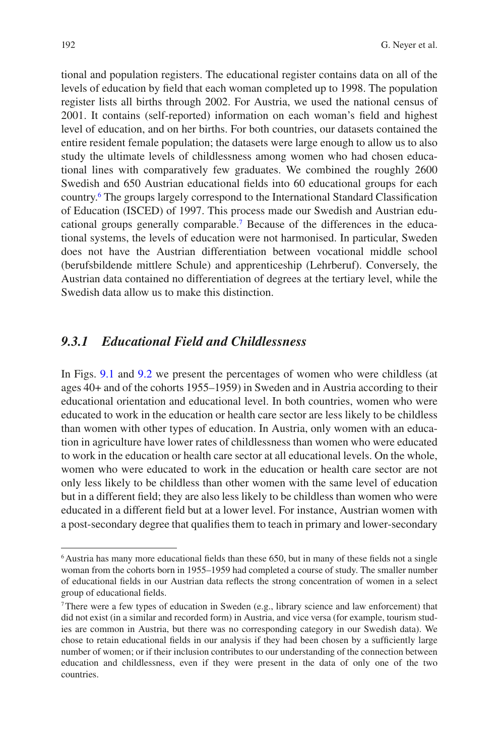tional and population registers. The educational register contains data on all of the levels of education by field that each woman completed up to 1998. The population register lists all births through 2002. For Austria, we used the national census of 2001. It contains (self-reported) information on each woman's field and highest level of education, and on her births. For both countries, our datasets contained the entire resident female population; the datasets were large enough to allow us to also study the ultimate levels of childlessness among women who had chosen educational lines with comparatively few graduates. We combined the roughly 2600 Swedish and 650 Austrian educational fields into 60 educational groups for each country.[6] The groups largely correspond to the International Standard Classification of Education (ISCED) of 1997. This process made our Swedish and Austrian educational groups generally comparable.[7] Because of the differences in the educational systems, the levels of education were not harmonised. In particular, Sweden does not have the Austrian differentiation between vocational middle school (berufsbildende mittlere Schule) and apprenticeship (Lehrberuf). Conversely, the Austrian data contained no differentiation of degrees at the tertiary level, while the Swedish data allow us to make this distinction.

### *9.3.1 Educational Field and Childlessness*

In Figs. 9.1 and 9.2 we present the percentages of women who were childless (at ages 40+ and of the cohorts 1955–1959) in Sweden and in Austria according to their educational orientation and educational level. In both countries, women who were educated to work in the education or health care sector are less likely to be childless than women with other types of education. In Austria, only women with an education in agriculture have lower rates of childlessness than women who were educated to work in the education or health care sector at all educational levels. On the whole, women who were educated to work in the education or health care sector are not only less likely to be childless than other women with the same level of education but in a different field; they are also less likely to be childless than women who were educated in a different field but at a lower level. For instance, Austrian women with a post-secondary degree that qualifies them to teach in primary and lower-secondary

---

[6] Austria has many more educational fields than these 650, but in many of these fields not a single woman from the cohorts born in 1955–1959 had completed a course of study. The smaller number of educational fields in our Austrian data reflects the strong concentration of women in a select group of educational fields.

[7] There were a few types of education in Sweden (e.g., library science and law enforcement) that did not exist (in a similar and recorded form) in Austria, and vice versa (for example, tourism studies are common in Austria, but there was no corresponding category in our Swedish data). We chose to retain educational fields in our analysis if they had been chosen by a sufficiently large number of women; or if their inclusion contributes to our understanding of the connection between education and childlessness, even if they were present in the data of only one of the two countries.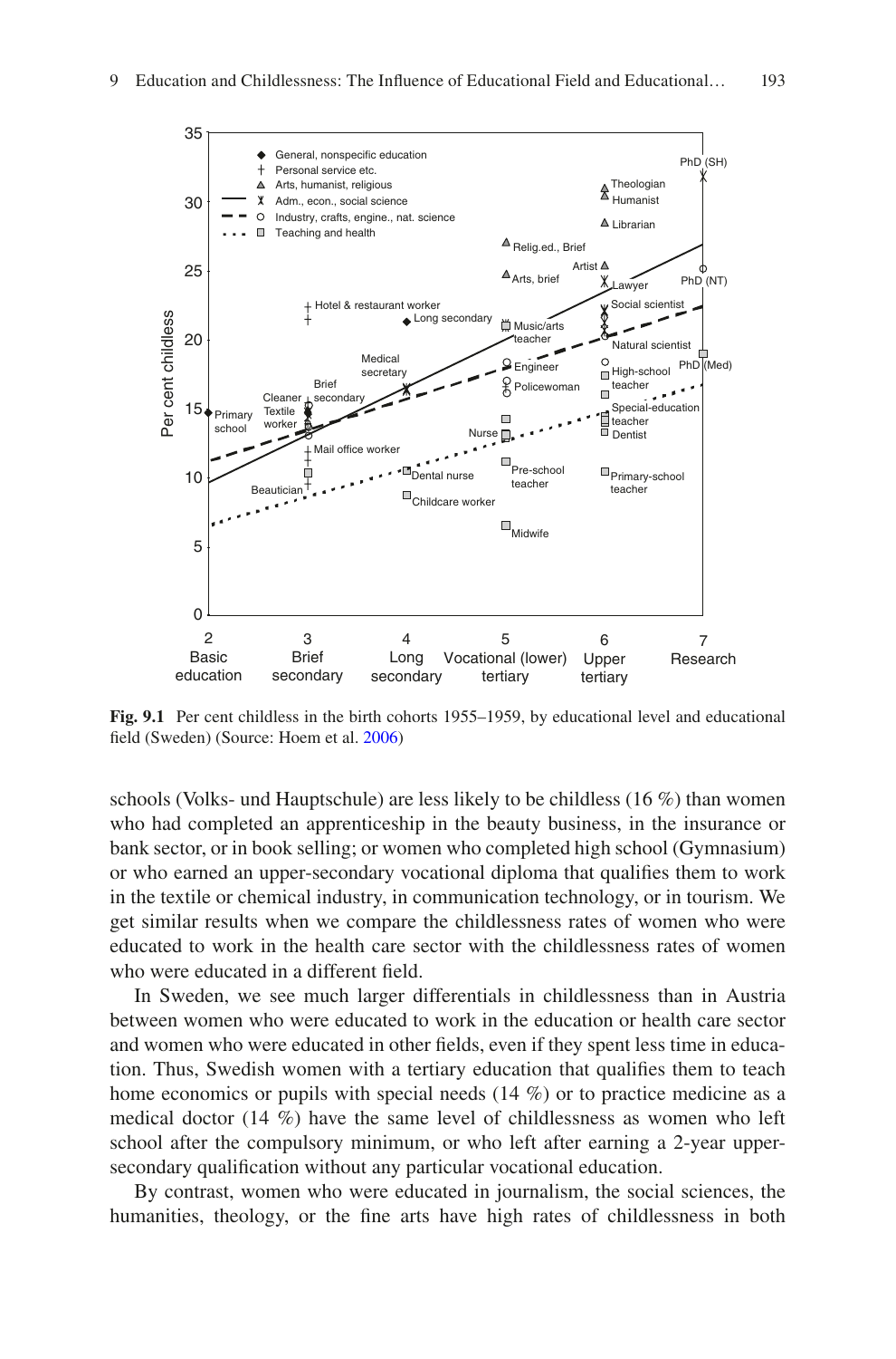**Fig. 9.1** Per cent childless in the birth cohorts 1955–1959, by educational level and educational field (Sweden) (Source: Hoem et al. 2006)

schools (Volks- und Hauptschule) are less likely to be childless (16 %) than women who had completed an apprenticeship in the beauty business, in the insurance or bank sector, or in book selling; or women who completed high school (Gymnasium) or who earned an upper-secondary vocational diploma that qualifies them to work in the textile or chemical industry, in communication technology, or in tourism. We get similar results when we compare the childlessness rates of women who were educated to work in the health care sector with the childlessness rates of women who were educated in a different field.

In Sweden, we see much larger differentials in childlessness than in Austria between women who were educated to work in the education or health care sector and women who were educated in other fields, even if they spent less time in education. Thus, Swedish women with a tertiary education that qualifies them to teach home economics or pupils with special needs (14 %) or to practice medicine as a medical doctor (14 %) have the same level of childlessness as women who left school after the compulsory minimum, or who left after earning a 2-year upper-secondary qualification without any particular vocational education.

By contrast, women who were educated in journalism, the social sciences, the humanities, theology, or the fine arts have high rates of childlessness in both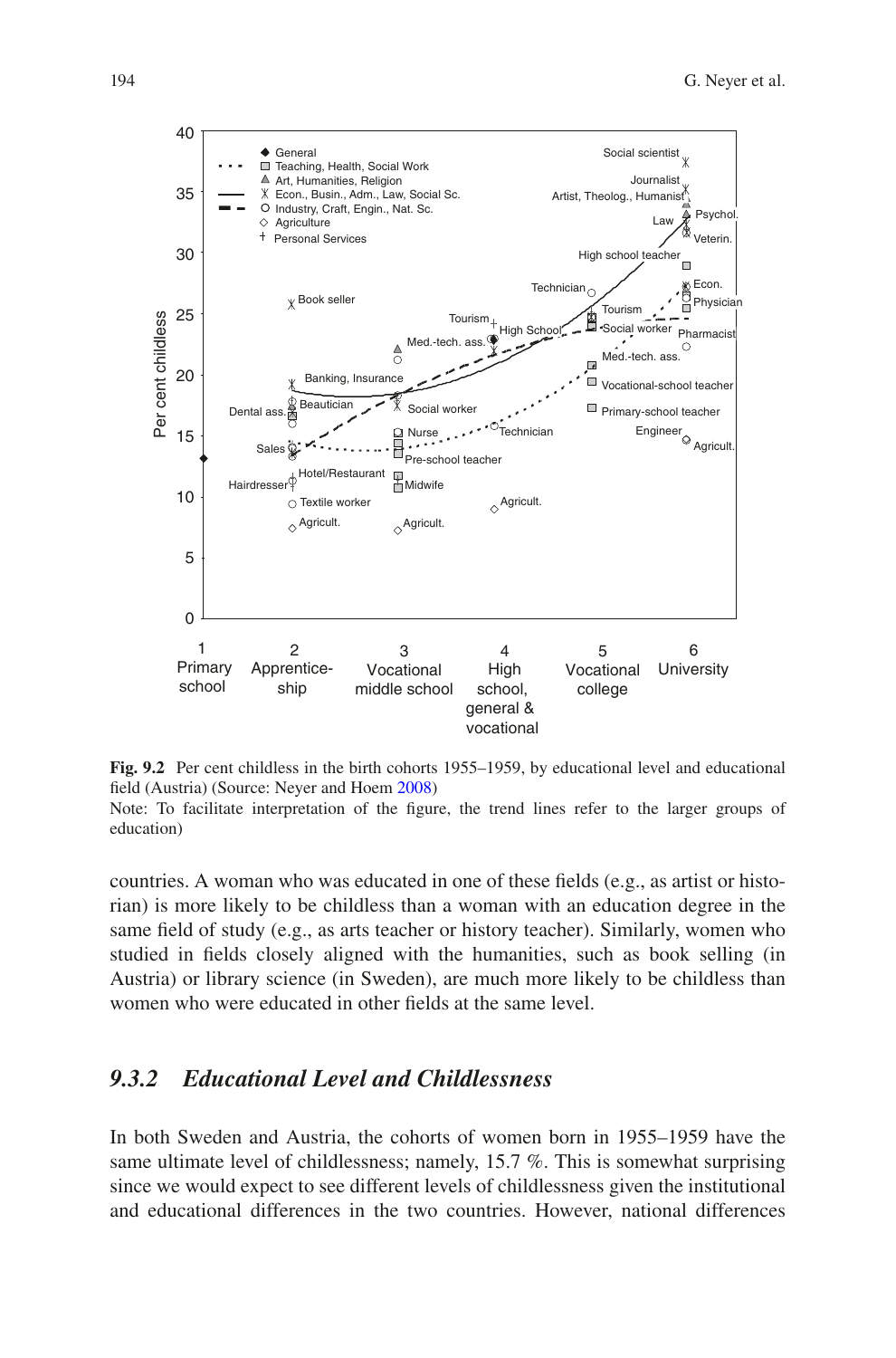**Fig. 9.2** Per cent childless in the birth cohorts 1955–1959, by educational level and educational field (Austria) (Source: Neyer and Hoem 2008)
Note: To facilitate interpretation of the figure, the trend lines refer to the larger groups of education)

countries. A woman who was educated in one of these fields (e.g., as artist or historian) is more likely to be childless than a woman with an education degree in the same field of study (e.g., as arts teacher or history teacher). Similarly, women who studied in fields closely aligned with the humanities, such as book selling (in Austria) or library science (in Sweden), are much more likely to be childless than women who were educated in other fields at the same level.

### *9.3.2 Educational Level and Childlessness*

In both Sweden and Austria, the cohorts of women born in 1955–1959 have the same ultimate level of childlessness; namely, 15.7 %. This is somewhat surprising since we would expect to see different levels of childlessness given the institutional and educational differences in the two countries. However, national differences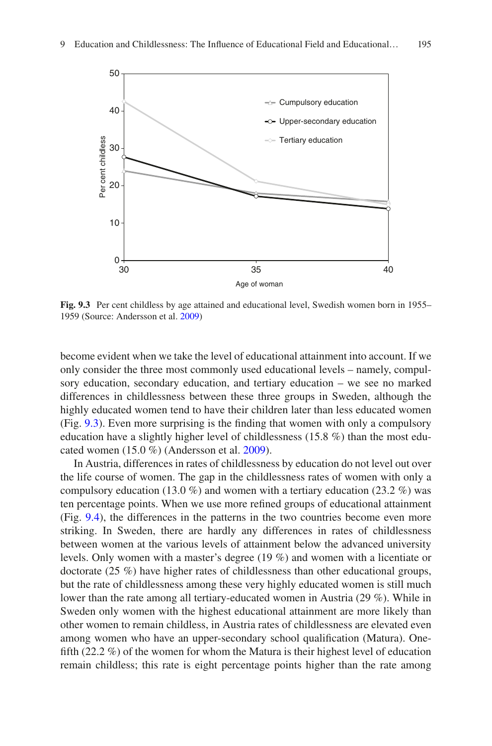**Fig. 9.3** Per cent childless by age attained and educational level, Swedish women born in 1955–1959 (Source: Andersson et al. 2009)

become evident when we take the level of educational attainment into account. If we only consider the three most commonly used educational levels – namely, compulsory education, secondary education, and tertiary education – we see no marked differences in childlessness between these three groups in Sweden, although the highly educated women tend to have their children later than less educated women (Fig. 9.3). Even more surprising is the finding that women with only a compulsory education have a slightly higher level of childlessness (15.8 %) than the most educated women (15.0 %) (Andersson et al. 2009).

In Austria, differences in rates of childlessness by education do not level out over the life course of women. The gap in the childlessness rates of women with only a compulsory education (13.0 %) and women with a tertiary education (23.2 %) was ten percentage points. When we use more refined groups of educational attainment (Fig. 9.4), the differences in the patterns in the two countries become even more striking. In Sweden, there are hardly any differences in rates of childlessness between women at the various levels of attainment below the advanced university levels. Only women with a master's degree (19 %) and women with a licentiate or doctorate (25 %) have higher rates of childlessness than other educational groups, but the rate of childlessness among these very highly educated women is still much lower than the rate among all tertiary-educated women in Austria (29 %). While in Sweden only women with the highest educational attainment are more likely than other women to remain childless, in Austria rates of childlessness are elevated even among women who have an upper-secondary school qualification (Matura). One-fifth (22.2 %) of the women for whom the Matura is their highest level of education remain childless; this rate is eight percentage points higher than the rate among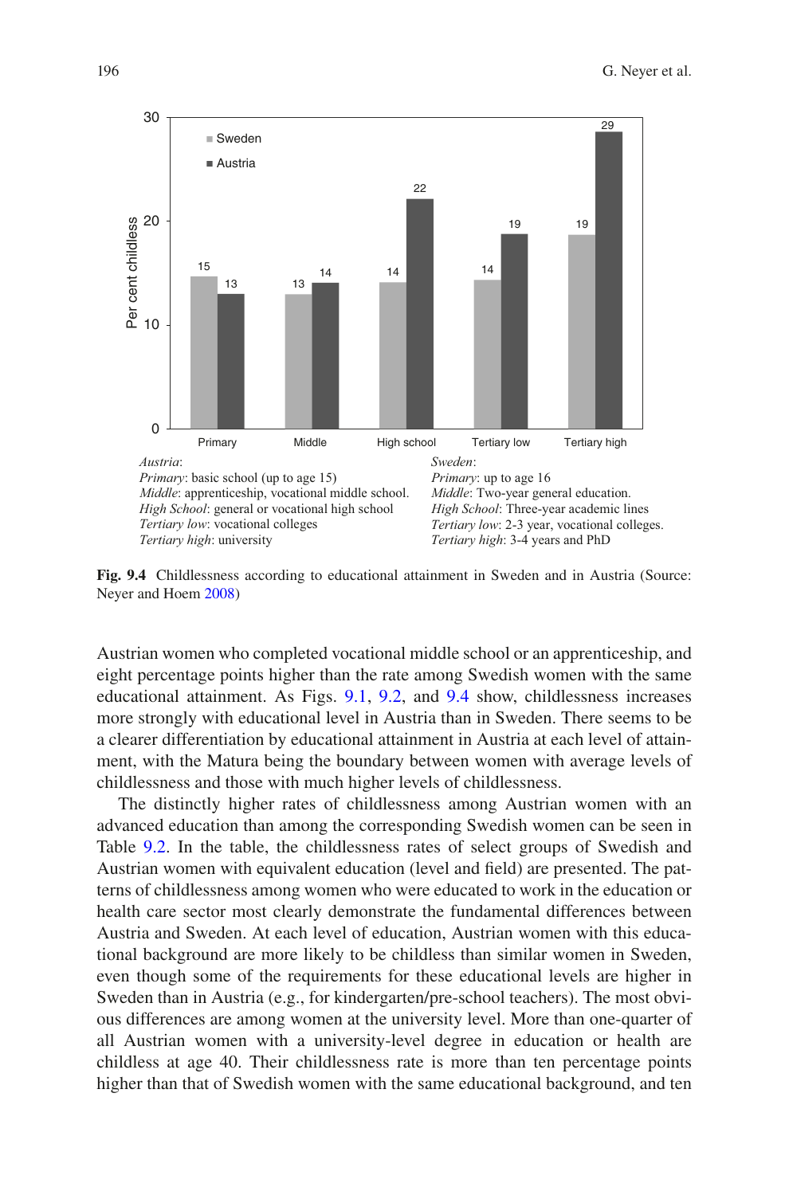Austria:
*Primary*: basic school (up to age 15)
*Middle*: apprenticeship, vocational middle school.
*High School*: general or vocational high school
*Tertiary low*: vocational colleges
*Tertiary high*: university

Sweden:
*Primary*: up to age 16
*Middle*: Two-year general education.
*High School*: Three-year academic lines
*Tertiary low*: 2-3 year, vocational colleges.
*Tertiary high*: 3-4 years and PhD

| Per cent childless | Primary | Middle | High school | Tertiary low | Tertiary high |
|---|---|---|---|---|---|
| Sweden | 15 | 13 | 14 | 14 | 19 |
| Austria | 13 | 14 | 22 | 19 | 29 |

**Fig. 9.4** Childlessness according to educational attainment in Sweden and in Austria (Source: Neyer and Hoem 2008)

Austrian women who completed vocational middle school or an apprenticeship, and eight percentage points higher than the rate among Swedish women with the same educational attainment. As Figs. 9.1, 9.2, and 9.4 show, childlessness increases more strongly with educational level in Austria than in Sweden. There seems to be a clearer differentiation by educational attainment in Austria at each level of attainment, with the Matura being the boundary between women with average levels of childlessness and those with much higher levels of childlessness.

The distinctly higher rates of childlessness among Austrian women with an advanced education than among the corresponding Swedish women can be seen in Table 9.2. In the table, the childlessness rates of select groups of Swedish and Austrian women with equivalent education (level and field) are presented. The patterns of childlessness among women who were educated to work in the education or health care sector most clearly demonstrate the fundamental differences between Austria and Sweden. At each level of education, Austrian women with this educational background are more likely to be childless than similar women in Sweden, even though some of the requirements for these educational levels are higher in Sweden than in Austria (e.g., for kindergarten/pre-school teachers). The most obvious differences are among women at the university level. More than one-quarter of all Austrian women with a university-level degree in education or health are childless at age 40. Their childlessness rate is more than ten percentage points higher than that of Swedish women with the same educational background, and ten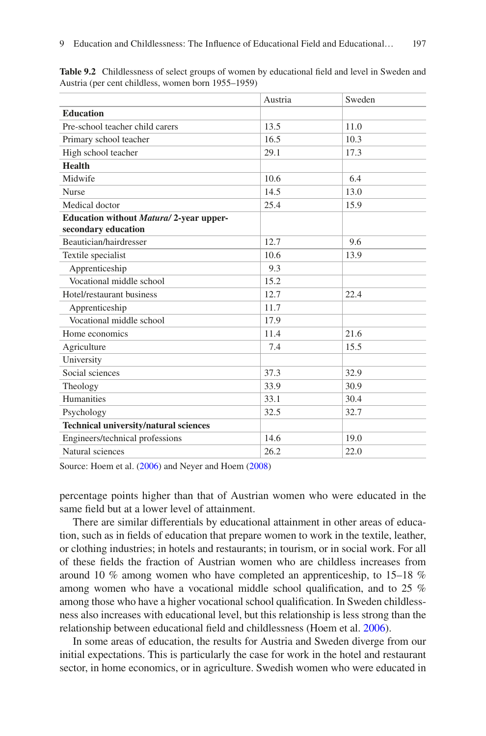**Table 9.2** Childlessness of select groups of women by educational field and level in Sweden and Austria (per cent childless, women born 1955–1959)

| | Austria | Sweden |
|---|---|---|
| **Education** | | |
| Pre-school teacher child carers | 13.5 | 11.0 |
| Primary school teacher | 16.5 | 10.3 |
| High school teacher | 29.1 | 17.3 |
| **Health** | | |
| Midwife | 10.6 | 6.4 |
| Nurse | 14.5 | 13.0 |
| Medical doctor | 25.4 | 15.9 |
| **Education without *Matura*/ 2-year upper-secondary education** | | |
| Beautician/hairdresser | 12.7 | 9.6 |
| Textile specialist | 10.6 | 13.9 |
| Apprenticeship | 9.3 | |
| Vocational middle school | 15.2 | |
| Hotel/restaurant business | 12.7 | 22.4 |
| Apprenticeship | 11.7 | |
| Vocational middle school | 17.9 | |
| Home economics | 11.4 | 21.6 |
| Agriculture | 7.4 | 15.5 |
| University | | |
| Social sciences | 37.3 | 32.9 |
| Theology | 33.9 | 30.9 |
| Humanities | 33.1 | 30.4 |
| Psychology | 32.5 | 32.7 |
| **Technical university/natural sciences** | | |
| Engineers/technical professions | 14.6 | 19.0 |
| Natural sciences | 26.2 | 22.0 |

Source: Hoem et al. (2006) and Neyer and Hoem (2008)

percentage points higher than that of Austrian women who were educated in the same field but at a lower level of attainment.

There are similar differentials by educational attainment in other areas of education, such as in fields of education that prepare women to work in the textile, leather, or clothing industries; in hotels and restaurants; in tourism, or in social work. For all of these fields the fraction of Austrian women who are childless increases from around 10 % among women who have completed an apprenticeship, to 15–18 % among women who have a vocational middle school qualification, and to 25 % among those who have a higher vocational school qualification. In Sweden childlessness also increases with educational level, but this relationship is less strong than the relationship between educational field and childlessness (Hoem et al. 2006).

In some areas of education, the results for Austria and Sweden diverge from our initial expectations. This is particularly the case for work in the hotel and restaurant sector, in home economics, or in agriculture. Swedish women who were educated in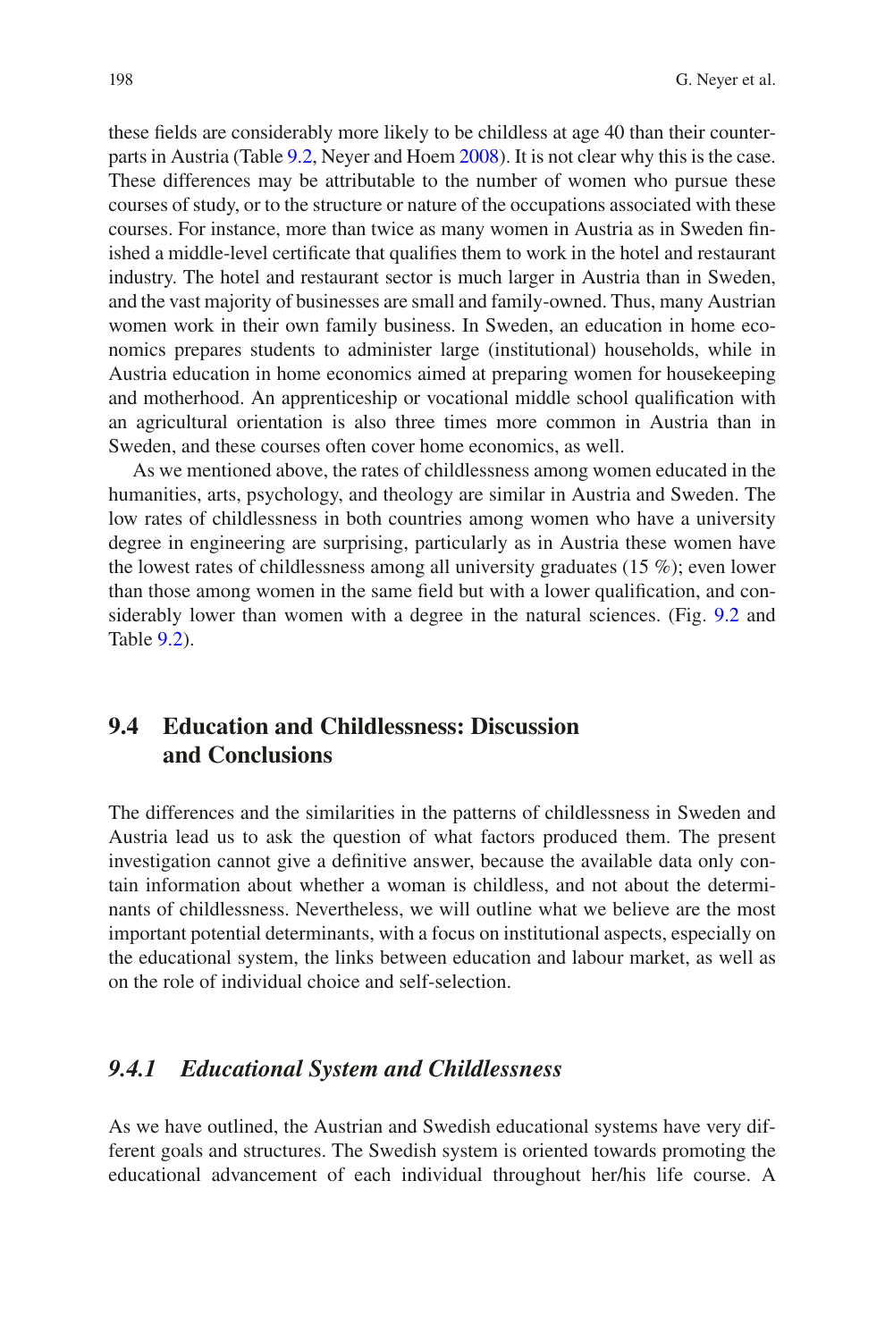these fields are considerably more likely to be childless at age 40 than their counterparts in Austria (Table 9.2, Neyer and Hoem 2008). It is not clear why this is the case. These differences may be attributable to the number of women who pursue these courses of study, or to the structure or nature of the occupations associated with these courses. For instance, more than twice as many women in Austria as in Sweden finished a middle-level certificate that qualifies them to work in the hotel and restaurant industry. The hotel and restaurant sector is much larger in Austria than in Sweden, and the vast majority of businesses are small and family-owned. Thus, many Austrian women work in their own family business. In Sweden, an education in home economics prepares students to administer large (institutional) households, while in Austria education in home economics aimed at preparing women for housekeeping and motherhood. An apprenticeship or vocational middle school qualification with an agricultural orientation is also three times more common in Austria than in Sweden, and these courses often cover home economics, as well.

As we mentioned above, the rates of childlessness among women educated in the humanities, arts, psychology, and theology are similar in Austria and Sweden. The low rates of childlessness in both countries among women who have a university degree in engineering are surprising, particularly as in Austria these women have the lowest rates of childlessness among all university graduates (15 %); even lower than those among women in the same field but with a lower qualification, and considerably lower than women with a degree in the natural sciences. (Fig. 9.2 and Table 9.2).

## 9.4 Education and Childlessness: Discussion and Conclusions

The differences and the similarities in the patterns of childlessness in Sweden and Austria lead us to ask the question of what factors produced them. The present investigation cannot give a definitive answer, because the available data only contain information about whether a woman is childless, and not about the determinants of childlessness. Nevertheless, we will outline what we believe are the most important potential determinants, with a focus on institutional aspects, especially on the educational system, the links between education and labour market, as well as on the role of individual choice and self-selection.

### *9.4.1 Educational System and Childlessness*

As we have outlined, the Austrian and Swedish educational systems have very different goals and structures. The Swedish system is oriented towards promoting the educational advancement of each individual throughout her/his life course. A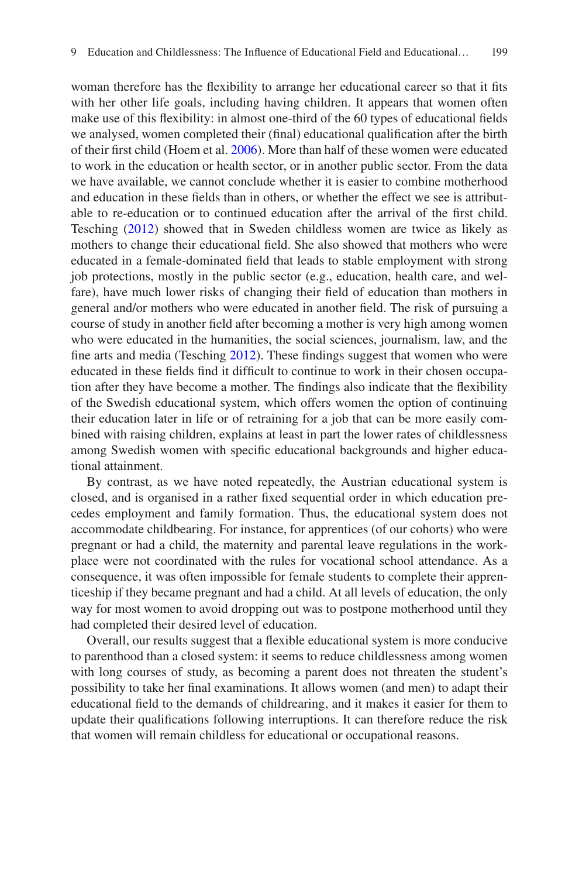woman therefore has the flexibility to arrange her educational career so that it fits with her other life goals, including having children. It appears that women often make use of this flexibility: in almost one-third of the 60 types of educational fields we analysed, women completed their (final) educational qualification after the birth of their first child (Hoem et al. 2006). More than half of these women were educated to work in the education or health sector, or in another public sector. From the data we have available, we cannot conclude whether it is easier to combine motherhood and education in these fields than in others, or whether the effect we see is attributable to re-education or to continued education after the arrival of the first child. Tesching (2012) showed that in Sweden childless women are twice as likely as mothers to change their educational field. She also showed that mothers who were educated in a female-dominated field that leads to stable employment with strong job protections, mostly in the public sector (e.g., education, health care, and welfare), have much lower risks of changing their field of education than mothers in general and/or mothers who were educated in another field. The risk of pursuing a course of study in another field after becoming a mother is very high among women who were educated in the humanities, the social sciences, journalism, law, and the fine arts and media (Tesching 2012). These findings suggest that women who were educated in these fields find it difficult to continue to work in their chosen occupation after they have become a mother. The findings also indicate that the flexibility of the Swedish educational system, which offers women the option of continuing their education later in life or of retraining for a job that can be more easily combined with raising children, explains at least in part the lower rates of childlessness among Swedish women with specific educational backgrounds and higher educational attainment.

By contrast, as we have noted repeatedly, the Austrian educational system is closed, and is organised in a rather fixed sequential order in which education precedes employment and family formation. Thus, the educational system does not accommodate childbearing. For instance, for apprentices (of our cohorts) who were pregnant or had a child, the maternity and parental leave regulations in the workplace were not coordinated with the rules for vocational school attendance. As a consequence, it was often impossible for female students to complete their apprenticeship if they became pregnant and had a child. At all levels of education, the only way for most women to avoid dropping out was to postpone motherhood until they had completed their desired level of education.

Overall, our results suggest that a flexible educational system is more conducive to parenthood than a closed system: it seems to reduce childlessness among women with long courses of study, as becoming a parent does not threaten the student's possibility to take her final examinations. It allows women (and men) to adapt their educational field to the demands of childrearing, and it makes it easier for them to update their qualifications following interruptions. It can therefore reduce the risk that women will remain childless for educational or occupational reasons.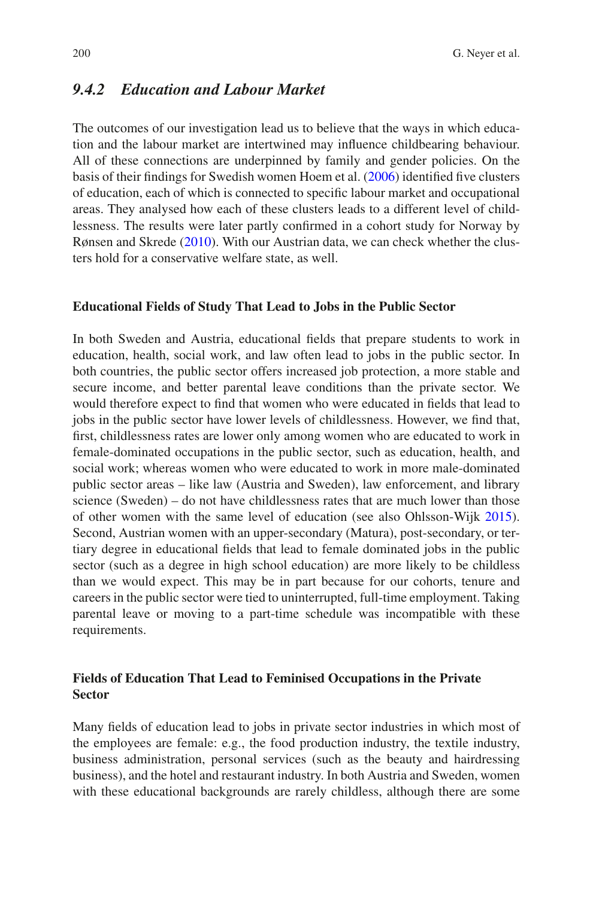### 9.4.2 Education and Labour Market

The outcomes of our investigation lead us to believe that the ways in which education and the labour market are intertwined may influence childbearing behaviour. All of these connections are underpinned by family and gender policies. On the basis of their findings for Swedish women Hoem et al. (2006) identified five clusters of education, each of which is connected to specific labour market and occupational areas. They analysed how each of these clusters leads to a different level of childlessness. The results were later partly confirmed in a cohort study for Norway by Rønsen and Skrede (2010). With our Austrian data, we can check whether the clusters hold for a conservative welfare state, as well.

#### Educational Fields of Study That Lead to Jobs in the Public Sector

In both Sweden and Austria, educational fields that prepare students to work in education, health, social work, and law often lead to jobs in the public sector. In both countries, the public sector offers increased job protection, a more stable and secure income, and better parental leave conditions than the private sector. We would therefore expect to find that women who were educated in fields that lead to jobs in the public sector have lower levels of childlessness. However, we find that, first, childlessness rates are lower only among women who are educated to work in female-dominated occupations in the public sector, such as education, health, and social work; whereas women who were educated to work in more male-dominated public sector areas – like law (Austria and Sweden), law enforcement, and library science (Sweden) – do not have childlessness rates that are much lower than those of other women with the same level of education (see also Ohlsson-Wijk 2015). Second, Austrian women with an upper-secondary (Matura), post-secondary, or tertiary degree in educational fields that lead to female dominated jobs in the public sector (such as a degree in high school education) are more likely to be childless than we would expect. This may be in part because for our cohorts, tenure and careers in the public sector were tied to uninterrupted, full-time employment. Taking parental leave or moving to a part-time schedule was incompatible with these requirements.

#### Fields of Education That Lead to Feminised Occupations in the Private Sector

Many fields of education lead to jobs in private sector industries in which most of the employees are female: e.g., the food production industry, the textile industry, business administration, personal services (such as the beauty and hairdressing business), and the hotel and restaurant industry. In both Austria and Sweden, women with these educational backgrounds are rarely childless, although there are some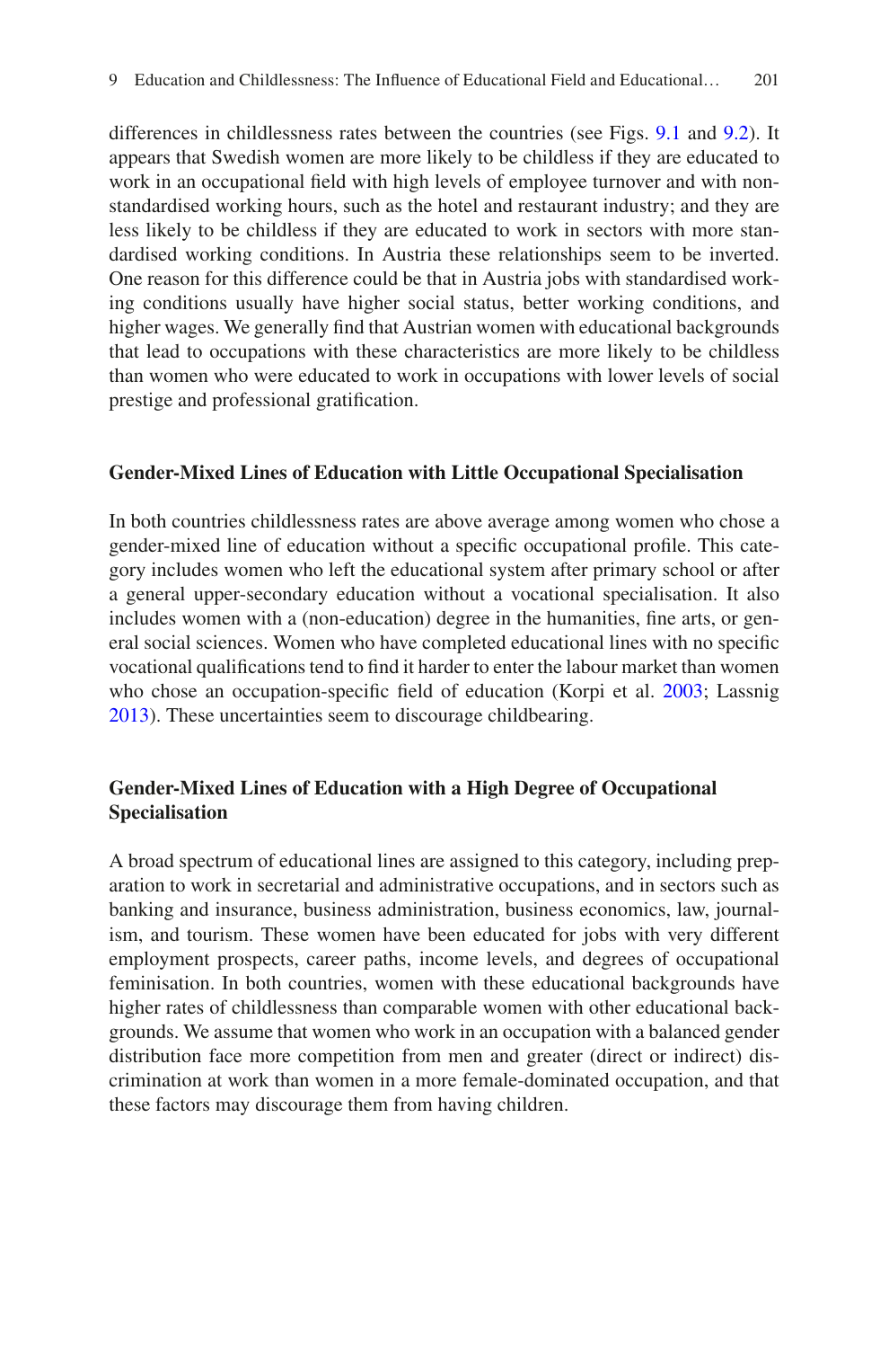differences in childlessness rates between the countries (see Figs. 9.1 and 9.2). It appears that Swedish women are more likely to be childless if they are educated to work in an occupational field with high levels of employee turnover and with non-standardised working hours, such as the hotel and restaurant industry; and they are less likely to be childless if they are educated to work in sectors with more standardised working conditions. In Austria these relationships seem to be inverted. One reason for this difference could be that in Austria jobs with standardised working conditions usually have higher social status, better working conditions, and higher wages. We generally find that Austrian women with educational backgrounds that lead to occupations with these characteristics are more likely to be childless than women who were educated to work in occupations with lower levels of social prestige and professional gratification.

**Gender-Mixed Lines of Education with Little Occupational Specialisation**

In both countries childlessness rates are above average among women who chose a gender-mixed line of education without a specific occupational profile. This category includes women who left the educational system after primary school or after a general upper-secondary education without a vocational specialisation. It also includes women with a (non-education) degree in the humanities, fine arts, or general social sciences. Women who have completed educational lines with no specific vocational qualifications tend to find it harder to enter the labour market than women who chose an occupation-specific field of education (Korpi et al. 2003; Lassnig 2013). These uncertainties seem to discourage childbearing.

**Gender-Mixed Lines of Education with a High Degree of Occupational Specialisation**

A broad spectrum of educational lines are assigned to this category, including preparation to work in secretarial and administrative occupations, and in sectors such as banking and insurance, business administration, business economics, law, journalism, and tourism. These women have been educated for jobs with very different employment prospects, career paths, income levels, and degrees of occupational feminisation. In both countries, women with these educational backgrounds have higher rates of childlessness than comparable women with other educational backgrounds. We assume that women who work in an occupation with a balanced gender distribution face more competition from men and greater (direct or indirect) discrimination at work than women in a more female-dominated occupation, and that these factors may discourage them from having children.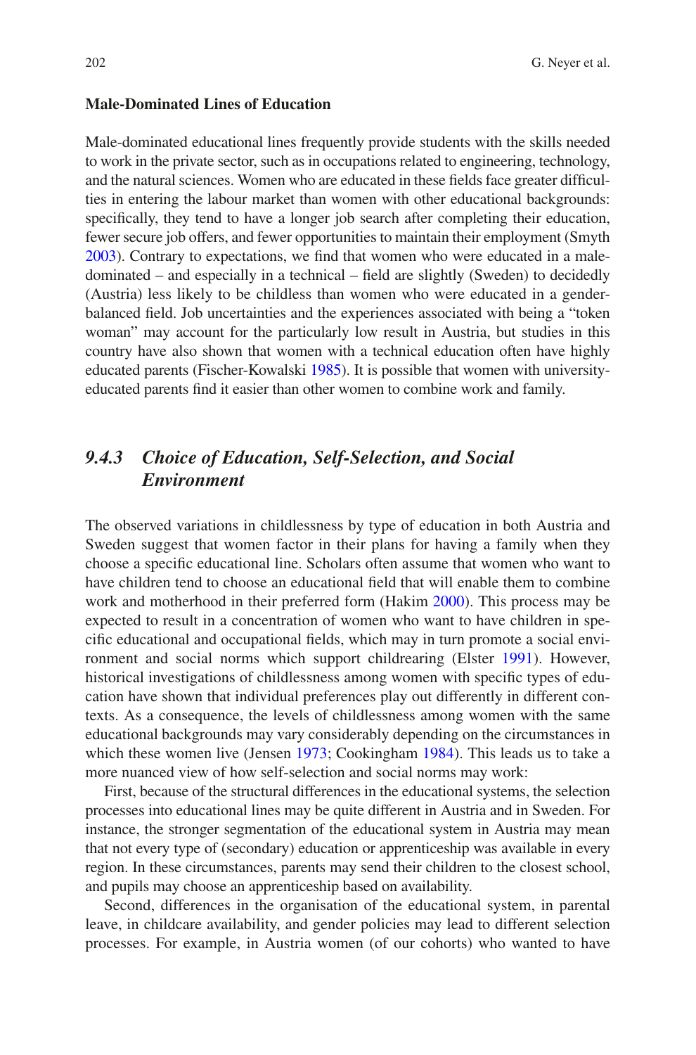**Male-Dominated Lines of Education**

Male-dominated educational lines frequently provide students with the skills needed to work in the private sector, such as in occupations related to engineering, technology, and the natural sciences. Women who are educated in these fields face greater difficulties in entering the labour market than women with other educational backgrounds: specifically, they tend to have a longer job search after completing their education, fewer secure job offers, and fewer opportunities to maintain their employment (Smyth 2003). Contrary to expectations, we find that women who were educated in a male-dominated – and especially in a technical – field are slightly (Sweden) to decidedly (Austria) less likely to be childless than women who were educated in a gender-balanced field. Job uncertainties and the experiences associated with being a "token woman" may account for the particularly low result in Austria, but studies in this country have also shown that women with a technical education often have highly educated parents (Fischer-Kowalski 1985). It is possible that women with university-educated parents find it easier than other women to combine work and family.

### *9.4.3 Choice of Education, Self-Selection, and Social Environment*

The observed variations in childlessness by type of education in both Austria and Sweden suggest that women factor in their plans for having a family when they choose a specific educational line. Scholars often assume that women who want to have children tend to choose an educational field that will enable them to combine work and motherhood in their preferred form (Hakim 2000). This process may be expected to result in a concentration of women who want to have children in specific educational and occupational fields, which may in turn promote a social environment and social norms which support childrearing (Elster 1991). However, historical investigations of childlessness among women with specific types of education have shown that individual preferences play out differently in different contexts. As a consequence, the levels of childlessness among women with the same educational backgrounds may vary considerably depending on the circumstances in which these women live (Jensen 1973; Cookingham 1984). This leads us to take a more nuanced view of how self-selection and social norms may work:

First, because of the structural differences in the educational systems, the selection processes into educational lines may be quite different in Austria and in Sweden. For instance, the stronger segmentation of the educational system in Austria may mean that not every type of (secondary) education or apprenticeship was available in every region. In these circumstances, parents may send their children to the closest school, and pupils may choose an apprenticeship based on availability.

Second, differences in the organisation of the educational system, in parental leave, in childcare availability, and gender policies may lead to different selection processes. For example, in Austria women (of our cohorts) who wanted to have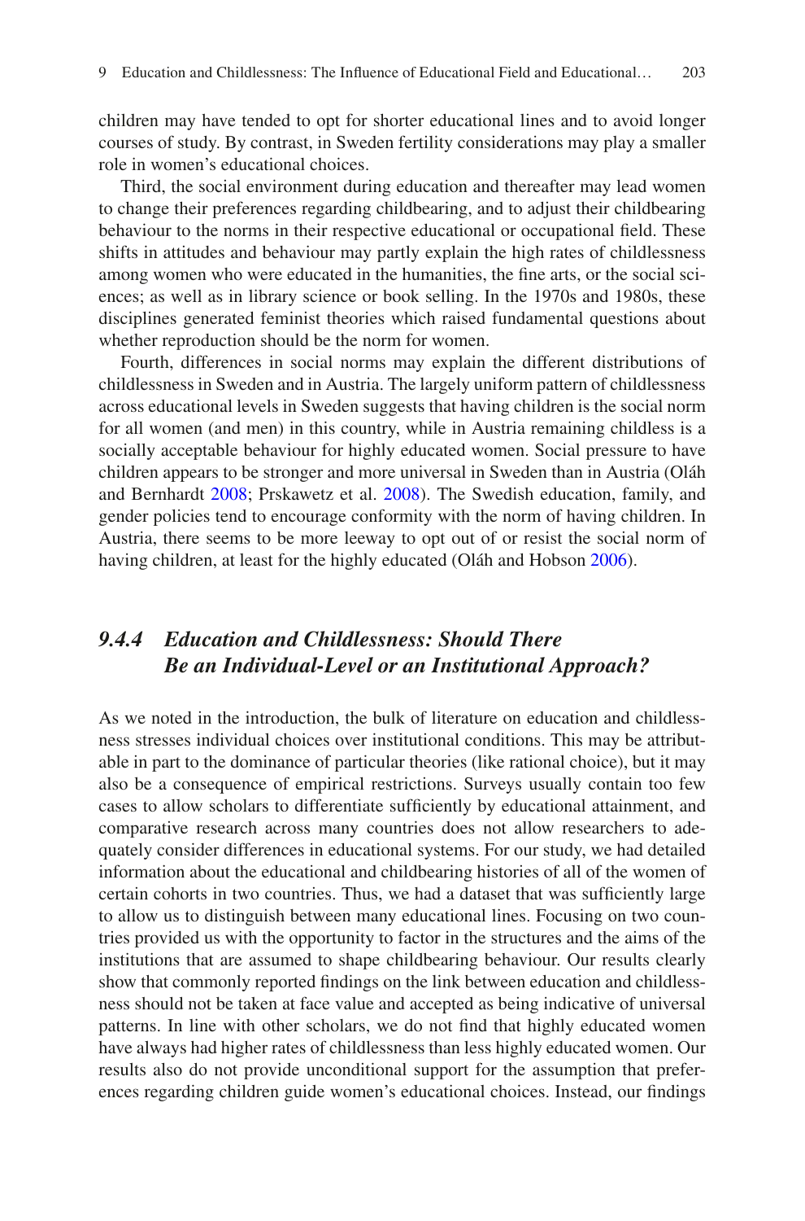children may have tended to opt for shorter educational lines and to avoid longer courses of study. By contrast, in Sweden fertility considerations may play a smaller role in women's educational choices.

Third, the social environment during education and thereafter may lead women to change their preferences regarding childbearing, and to adjust their childbearing behaviour to the norms in their respective educational or occupational field. These shifts in attitudes and behaviour may partly explain the high rates of childlessness among women who were educated in the humanities, the fine arts, or the social sciences; as well as in library science or book selling. In the 1970s and 1980s, these disciplines generated feminist theories which raised fundamental questions about whether reproduction should be the norm for women.

Fourth, differences in social norms may explain the different distributions of childlessness in Sweden and in Austria. The largely uniform pattern of childlessness across educational levels in Sweden suggests that having children is the social norm for all women (and men) in this country, while in Austria remaining childless is a socially acceptable behaviour for highly educated women. Social pressure to have children appears to be stronger and more universal in Sweden than in Austria (Oláh and Bernhardt 2008; Prskawetz et al. 2008). The Swedish education, family, and gender policies tend to encourage conformity with the norm of having children. In Austria, there seems to be more leeway to opt out of or resist the social norm of having children, at least for the highly educated (Oláh and Hobson 2006).

### *9.4.4 Education and Childlessness: Should There Be an Individual-Level or an Institutional Approach?*

As we noted in the introduction, the bulk of literature on education and childlessness stresses individual choices over institutional conditions. This may be attributable in part to the dominance of particular theories (like rational choice), but it may also be a consequence of empirical restrictions. Surveys usually contain too few cases to allow scholars to differentiate sufficiently by educational attainment, and comparative research across many countries does not allow researchers to adequately consider differences in educational systems. For our study, we had detailed information about the educational and childbearing histories of all of the women of certain cohorts in two countries. Thus, we had a dataset that was sufficiently large to allow us to distinguish between many educational lines. Focusing on two countries provided us with the opportunity to factor in the structures and the aims of the institutions that are assumed to shape childbearing behaviour. Our results clearly show that commonly reported findings on the link between education and childlessness should not be taken at face value and accepted as being indicative of universal patterns. In line with other scholars, we do not find that highly educated women have always had higher rates of childlessness than less highly educated women. Our results also do not provide unconditional support for the assumption that preferences regarding children guide women's educational choices. Instead, our findings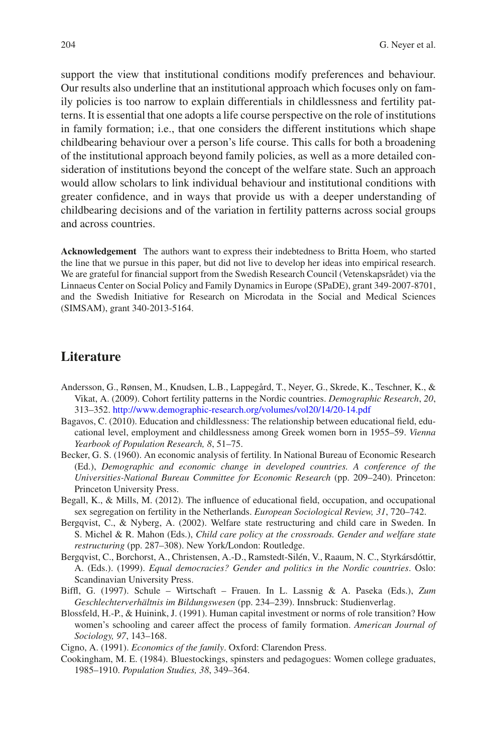support the view that institutional conditions modify preferences and behaviour. Our results also underline that an institutional approach which focuses only on family policies is too narrow to explain differentials in childlessness and fertility patterns. It is essential that one adopts a life course perspective on the role of institutions in family formation; i.e., that one considers the different institutions which shape childbearing behaviour over a person's life course. This calls for both a broadening of the institutional approach beyond family policies, as well as a more detailed consideration of institutions beyond the concept of the welfare state. Such an approach would allow scholars to link individual behaviour and institutional conditions with greater confidence, and in ways that provide us with a deeper understanding of childbearing decisions and of the variation in fertility patterns across social groups and across countries.

**Acknowledgement** The authors want to express their indebtedness to Britta Hoem, who started the line that we pursue in this paper, but did not live to develop her ideas into empirical research. We are grateful for financial support from the Swedish Research Council (Vetenskapsrådet) via the Linnaeus Center on Social Policy and Family Dynamics in Europe (SPaDE), grant 349-2007-8701, and the Swedish Initiative for Research on Microdata in the Social and Medical Sciences (SIMSAM), grant 340-2013-5164.

## Literature

Andersson, G., Rønsen, M., Knudsen, L.B., Lappegård, T., Neyer, G., Skrede, K., Teschner, K., & Vikat, A. (2009). Cohort fertility patterns in the Nordic countries. *Demographic Research*, *20*, 313–352. http://www.demographic-research.org/volumes/vol20/14/20-14.pdf

Bagavos, C. (2010). Education and childlessness: The relationship between educational field, educational level, employment and childlessness among Greek women born in 1955–59. *Vienna Yearbook of Population Research, 8*, 51–75.

Becker, G. S. (1960). An economic analysis of fertility. In National Bureau of Economic Research (Ed.), *Demographic and economic change in developed countries. A conference of the Universities-National Bureau Committee for Economic Research* (pp. 209–240). Princeton: Princeton University Press.

Begall, K., & Mills, M. (2012). The influence of educational field, occupation, and occupational sex segregation on fertility in the Netherlands. *European Sociological Review, 31*, 720–742.

Bergqvist, C., & Nyberg, A. (2002). Welfare state restructuring and child care in Sweden. In S. Michel & R. Mahon (Eds.), *Child care policy at the crossroads. Gender and welfare state restructuring* (pp. 287–308). New York/London: Routledge.

Bergqvist, C., Borchorst, A., Christensen, A.-D., Ramstedt-Silén, V., Raaum, N. C., Styrkársdóttir, A. (Eds.). (1999). *Equal democracies? Gender and politics in the Nordic countries*. Oslo: Scandinavian University Press.

Biffl, G. (1997). Schule – Wirtschaft – Frauen. In L. Lassnig & A. Paseka (Eds.), *Zum Geschlechterverhältnis im Bildungswesen* (pp. 234–239). Innsbruck: Studienverlag.

Blossfeld, H.-P., & Huinink, J. (1991). Human capital investment or norms of role transition? How women's schooling and career affect the process of family formation. *American Journal of Sociology, 97*, 143–168.

Cigno, A. (1991). *Economics of the family*. Oxford: Clarendon Press.

Cookingham, M. E. (1984). Bluestockings, spinsters and pedagogues: Women college graduates, 1985–1910. *Population Studies, 38*, 349–364.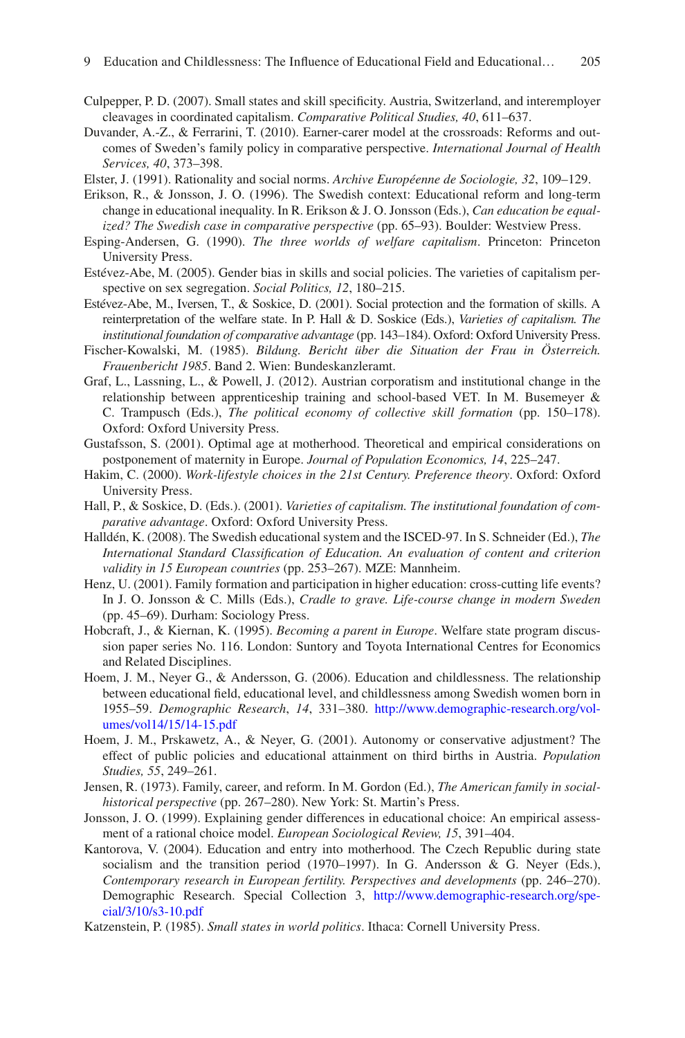Culpepper, P. D. (2007). Small states and skill specificity. Austria, Switzerland, and interemployer cleavages in coordinated capitalism. *Comparative Political Studies, 40*, 611–637.

Duvander, A.-Z., & Ferrarini, T. (2010). Earner-carer model at the crossroads: Reforms and outcomes of Sweden's family policy in comparative perspective. *International Journal of Health Services, 40*, 373–398.

Elster, J. (1991). Rationality and social norms. *Archive Européenne de Sociologie, 32*, 109–129.

Erikson, R., & Jonsson, J. O. (1996). The Swedish context: Educational reform and long-term change in educational inequality. In R. Erikson & J. O. Jonsson (Eds.), *Can education be equalized? The Swedish case in comparative perspective* (pp. 65–93). Boulder: Westview Press.

Esping-Andersen, G. (1990). *The three worlds of welfare capitalism*. Princeton: Princeton University Press.

Estévez-Abe, M. (2005). Gender bias in skills and social policies. The varieties of capitalism perspective on sex segregation. *Social Politics, 12*, 180–215.

Estévez-Abe, M., Iversen, T., & Soskice, D. (2001). Social protection and the formation of skills. A reinterpretation of the welfare state. In P. Hall & D. Soskice (Eds.), *Varieties of capitalism. The institutional foundation of comparative advantage* (pp. 143–184). Oxford: Oxford University Press.

Fischer-Kowalski, M. (1985). *Bildung. Bericht über die Situation der Frau in Österreich. Frauenbericht 1985*. Band 2. Wien: Bundeskanzleramt.

Graf, L., Lassning, L., & Powell, J. (2012). Austrian corporatism and institutional change in the relationship between apprenticeship training and school-based VET. In M. Busemeyer & C. Trampusch (Eds.), *The political economy of collective skill formation* (pp. 150–178). Oxford: Oxford University Press.

Gustafsson, S. (2001). Optimal age at motherhood. Theoretical and empirical considerations on postponement of maternity in Europe. *Journal of Population Economics, 14*, 225–247.

Hakim, C. (2000). *Work-lifestyle choices in the 21st Century. Preference theory*. Oxford: Oxford University Press.

Hall, P., & Soskice, D. (Eds.). (2001). *Varieties of capitalism. The institutional foundation of comparative advantage*. Oxford: Oxford University Press.

Halldén, K. (2008). The Swedish educational system and the ISCED-97. In S. Schneider (Ed.), *The International Standard Classification of Education. An evaluation of content and criterion validity in 15 European countries* (pp. 253–267). MZE: Mannheim.

Henz, U. (2001). Family formation and participation in higher education: cross-cutting life events? In J. O. Jonsson & C. Mills (Eds.), *Cradle to grave. Life-course change in modern Sweden* (pp. 45–69). Durham: Sociology Press.

Hobcraft, J., & Kiernan, K. (1995). *Becoming a parent in Europe*. Welfare state program discussion paper series No. 116. London: Suntory and Toyota International Centres for Economics and Related Disciplines.

Hoem, J. M., Neyer G., & Andersson, G. (2006). Education and childlessness. The relationship between educational field, educational level, and childlessness among Swedish women born in 1955–59. *Demographic Research*, *14*, 331–380. http://www.demographic-research.org/volumes/vol14/15/14-15.pdf

Hoem, J. M., Prskawetz, A., & Neyer, G. (2001). Autonomy or conservative adjustment? The effect of public policies and educational attainment on third births in Austria. *Population Studies, 55*, 249–261.

Jensen, R. (1973). Family, career, and reform. In M. Gordon (Ed.), *The American family in social-historical perspective* (pp. 267–280). New York: St. Martin's Press.

Jonsson, J. O. (1999). Explaining gender differences in educational choice: An empirical assessment of a rational choice model. *European Sociological Review, 15*, 391–404.

Kantorova, V. (2004). Education and entry into motherhood. The Czech Republic during state socialism and the transition period (1970–1997). In G. Andersson & G. Neyer (Eds.), *Contemporary research in European fertility. Perspectives and developments* (pp. 246–270). Demographic Research. Special Collection 3, http://www.demographic-research.org/special/3/10/s3-10.pdf

Katzenstein, P. (1985). *Small states in world politics*. Ithaca: Cornell University Press.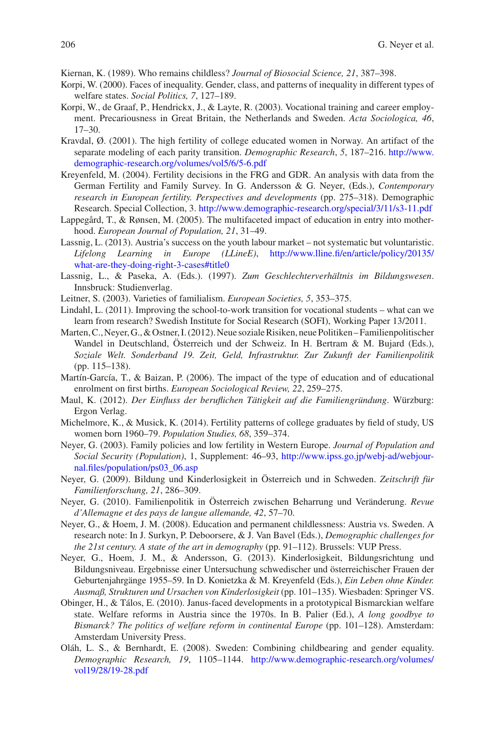Kiernan, K. (1989). Who remains childless? *Journal of Biosocial Science, 21*, 387–398.

Korpi, W. (2000). Faces of inequality. Gender, class, and patterns of inequality in different types of welfare states. *Social Politics, 7*, 127–189.

Korpi, W., de Graaf, P., Hendrickx, J., & Layte, R. (2003). Vocational training and career employment. Precariousness in Great Britain, the Netherlands and Sweden. *Acta Sociologica, 46*, 17–30.

Kravdal, Ø. (2001). The high fertility of college educated women in Norway. An artifact of the separate modeling of each parity transition. *Demographic Research*, *5*, 187–216. http://www.demographic-research.org/volumes/vol5/6/5-6.pdf

Kreyenfeld, M. (2004). Fertility decisions in the FRG and GDR. An analysis with data from the German Fertility and Family Survey. In G. Andersson & G. Neyer, (Eds.), *Contemporary research in European fertility. Perspectives and developments* (pp. 275–318). Demographic Research. Special Collection, 3. http://www.demographic-research.org/special/3/11/s3-11.pdf

Lappegård, T., & Rønsen, M. (2005). The multifaceted impact of education in entry into motherhood. *European Journal of Population, 21*, 31–49.

Lassnig, L. (2013). Austria's success on the youth labour market – not systematic but voluntaristic. *Lifelong Learning in Europe (LLineE)*, http://www.lline.fi/en/article/policy/20135/what-are-they-doing-right-3-cases#title0

Lassnig, L., & Paseka, A. (Eds.). (1997). *Zum Geschlechterverhältnis im Bildungswesen*. Innsbruck: Studienverlag.

Leitner, S. (2003). Varieties of familialism. *European Societies, 5*, 353–375.

Lindahl, L. (2011). Improving the school-to-work transition for vocational students – what can we learn from research? Swedish Institute for Social Research (SOFI), Working Paper 13/2011.

Marten, C., Neyer, G., & Ostner, I. (2012). Neue soziale Risiken, neue Politiken – Familienpolitischer Wandel in Deutschland, Österreich und der Schweiz. In H. Bertram & M. Bujard (Eds.), *Soziale Welt. Sonderband 19. Zeit, Geld, Infrastruktur. Zur Zukunft der Familienpolitik* (pp. 115–138).

Martín-García, T., & Baizan, P. (2006). The impact of the type of education and of educational enrolment on first births. *European Sociological Review, 22*, 259–275.

Maul, K. (2012). *Der Einfluss der beruflichen Tätigkeit auf die Familiengründung*. Würzburg: Ergon Verlag.

Michelmore, K., & Musick, K. (2014). Fertility patterns of college graduates by field of study, US women born 1960–79. *Population Studies, 68*, 359–374.

Neyer, G. (2003). Family policies and low fertility in Western Europe. *Journal of Population and Social Security (Population)*, 1, Supplement: 46–93, http://www.ipss.go.jp/webj-ad/webjournal.files/population/ps03_06.asp

Neyer, G. (2009). Bildung und Kinderlosigkeit in Österreich und in Schweden. *Zeitschrift für Familienforschung, 21*, 286–309.

Neyer, G. (2010). Familienpolitik in Österreich zwischen Beharrung und Veränderung. *Revue d'Allemagne et des pays de langue allemande, 42*, 57–70.

Neyer, G., & Hoem, J. M. (2008). Education and permanent childlessness: Austria vs. Sweden. A research note: In J. Surkyn, P. Deboorsere, & J. Van Bavel (Eds.), *Demographic challenges for the 21st century. A state of the art in demography* (pp. 91–112). Brussels: VUP Press.

Neyer, G., Hoem, J. M., & Andersson, G. (2013). Kinderlosigkeit, Bildungsrichtung und Bildungsniveau. Ergebnisse einer Untersuchung schwedischer und österreichischer Frauen der Geburtenjahrgänge 1955–59. In D. Konietzka & M. Kreyenfeld (Eds.), *Ein Leben ohne Kinder. Ausmaß, Strukturen und Ursachen von Kinderlosigkeit* (pp. 101–135). Wiesbaden: Springer VS.

Obinger, H., & Tálos, E. (2010). Janus-faced developments in a prototypical Bismarckian welfare state. Welfare reforms in Austria since the 1970s. In B. Palier (Ed.), *A long goodbye to Bismarck? The politics of welfare reform in continental Europe* (pp. 101–128). Amsterdam: Amsterdam University Press.

Oláh, L. S., & Bernhardt, E. (2008). Sweden: Combining childbearing and gender equality. *Demographic Research, 19*, 1105–1144. http://www.demographic-research.org/volumes/vol19/28/19-28.pdf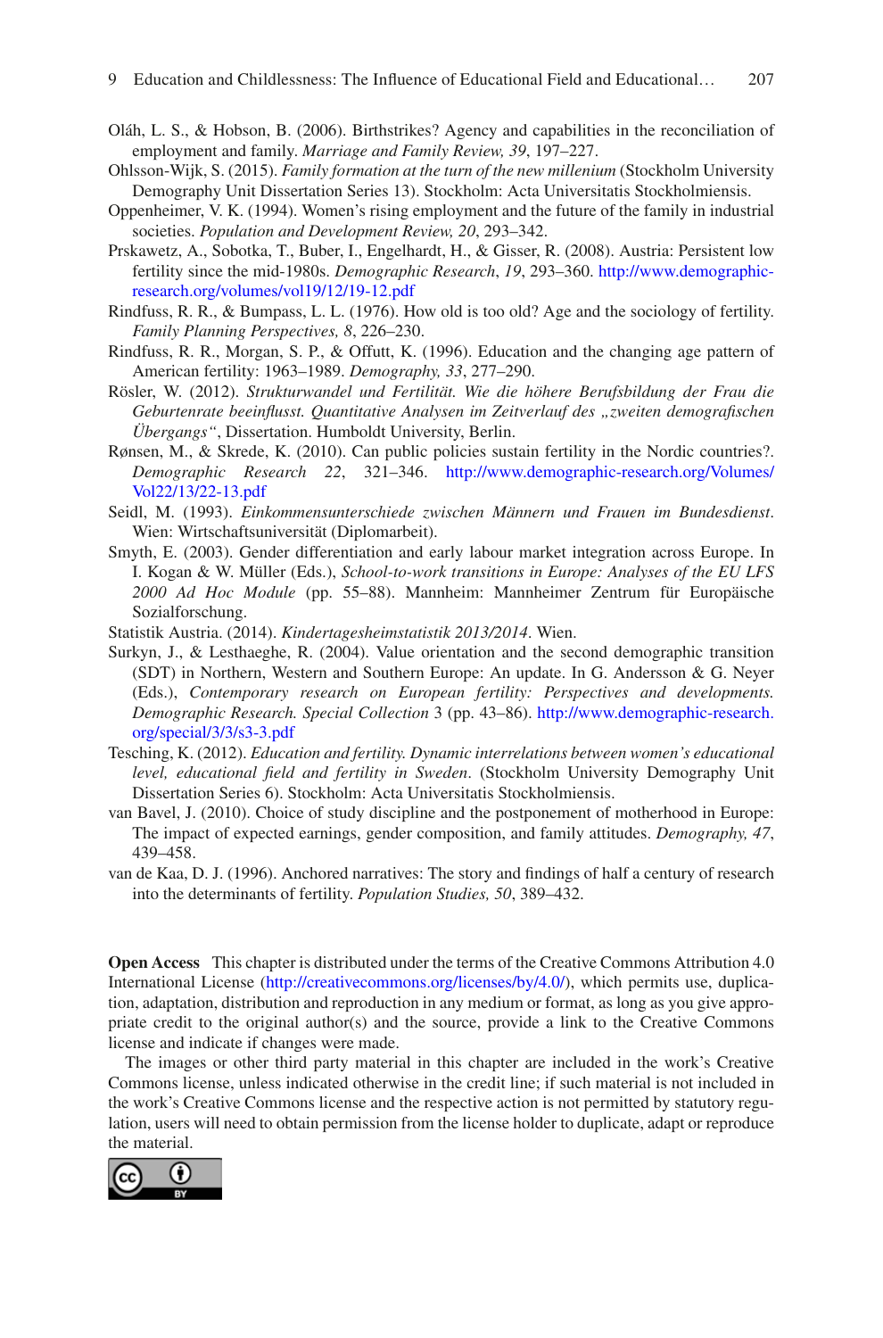Oláh, L. S., & Hobson, B. (2006). Birthstrikes? Agency and capabilities in the reconciliation of employment and family. *Marriage and Family Review, 39*, 197–227.

Ohlsson-Wijk, S. (2015). *Family formation at the turn of the new millenium* (Stockholm University Demography Unit Dissertation Series 13). Stockholm: Acta Universitatis Stockholmiensis.

Oppenheimer, V. K. (1994). Women's rising employment and the future of the family in industrial societies. *Population and Development Review, 20*, 293–342.

Prskawetz, A., Sobotka, T., Buber, I., Engelhardt, H., & Gisser, R. (2008). Austria: Persistent low fertility since the mid-1980s. *Demographic Research*, *19*, 293–360. http://www.demographic-research.org/volumes/vol19/12/19-12.pdf

Rindfuss, R. R., & Bumpass, L. L. (1976). How old is too old? Age and the sociology of fertility. *Family Planning Perspectives, 8*, 226–230.

Rindfuss, R. R., Morgan, S. P., & Offutt, K. (1996). Education and the changing age pattern of American fertility: 1963–1989. *Demography, 33*, 277–290.

Rösler, W. (2012). *Strukturwandel und Fertilität. Wie die höhere Berufsbildung der Frau die Geburtenrate beeinflusst. Quantitative Analysen im Zeitverlauf des „zweiten demografischen Übergangs"*, Dissertation. Humboldt University, Berlin.

Rønsen, M., & Skrede, K. (2010). Can public policies sustain fertility in the Nordic countries?. *Demographic Research 22*, 321–346. http://www.demographic-research.org/Volumes/Vol22/13/22-13.pdf

Seidl, M. (1993). *Einkommensunterschiede zwischen Männern und Frauen im Bundesdienst*. Wien: Wirtschaftsuniversität (Diplomarbeit).

Smyth, E. (2003). Gender differentiation and early labour market integration across Europe. In I. Kogan & W. Müller (Eds.), *School-to-work transitions in Europe: Analyses of the EU LFS 2000 Ad Hoc Module* (pp. 55–88). Mannheim: Mannheimer Zentrum für Europäische Sozialforschung.

Statistik Austria. (2014). *Kindertagesheimstatistik 2013/2014*. Wien.

Surkyn, J., & Lesthaeghe, R. (2004). Value orientation and the second demographic transition (SDT) in Northern, Western and Southern Europe: An update. In G. Andersson & G. Neyer (Eds.), *Contemporary research on European fertility: Perspectives and developments. Demographic Research. Special Collection* 3 (pp. 43–86). http://www.demographic-research.org/special/3/3/s3-3.pdf

Tesching, K. (2012). *Education and fertility. Dynamic interrelations between women's educational level, educational field and fertility in Sweden*. (Stockholm University Demography Unit Dissertation Series 6). Stockholm: Acta Universitatis Stockholmiensis.

van Bavel, J. (2010). Choice of study discipline and the postponement of motherhood in Europe: The impact of expected earnings, gender composition, and family attitudes. *Demography, 47*, 439–458.

van de Kaa, D. J. (1996). Anchored narratives: The story and findings of half a century of research into the determinants of fertility. *Population Studies, 50*, 389–432.

**Open Access** This chapter is distributed under the terms of the Creative Commons Attribution 4.0 International License (http://creativecommons.org/licenses/by/4.0/), which permits use, duplication, adaptation, distribution and reproduction in any medium or format, as long as you give appropriate credit to the original author(s) and the source, provide a link to the Creative Commons license and indicate if changes were made.

The images or other third party material in this chapter are included in the work's Creative Commons license, unless indicated otherwise in the credit line; if such material is not included in the work's Creative Commons license and the respective action is not permitted by statutory regulation, users will need to obtain permission from the license holder to duplicate, adapt or reproduce the material.